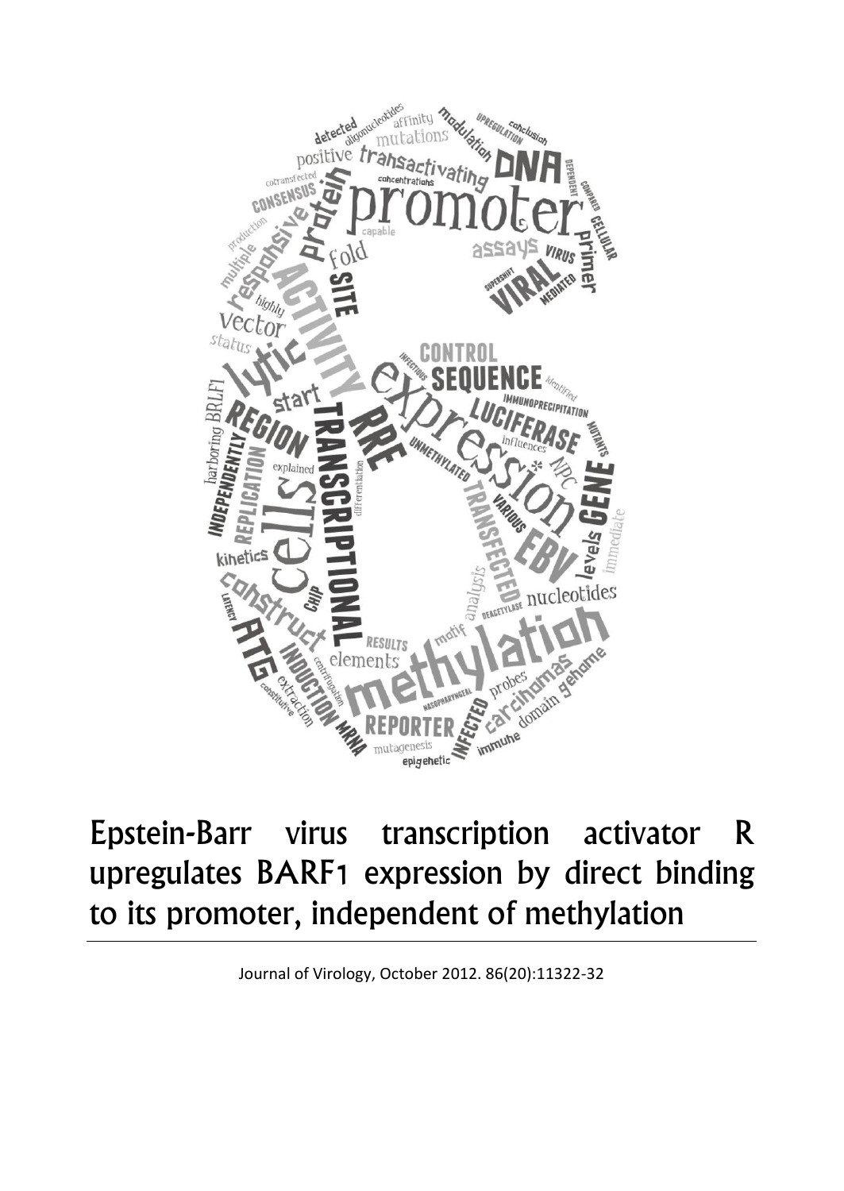# Epstein-Barr virus transcription activator R upregulates BARF1 expression by direct binding to its promoter, independent of methylation

Journal of Virology, October 2012. 86(20):11322-32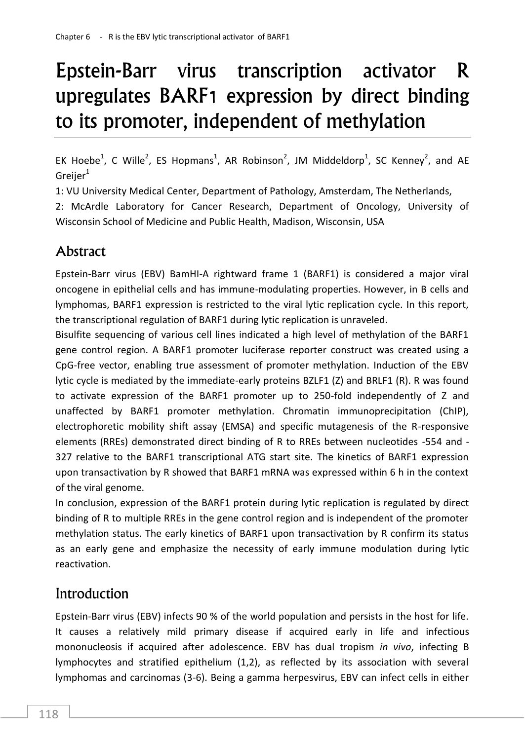# Epstein-Barr virus transcription activator R upregulates BARF1 expression by direct binding to its promoter, independent of methylation

EK Hoebe[1], C Wille[2], ES Hopmans[1], AR Robinson[2], JM Middeldorp[1], SC Kenney[2], and AE Greijer[1]

1: VU University Medical Center, Department of Pathology, Amsterdam, The Netherlands,

2: McArdle Laboratory for Cancer Research, Department of Oncology, University of Wisconsin School of Medicine and Public Health, Madison, Wisconsin, USA

## Abstract

Epstein-Barr virus (EBV) BamHI-A rightward frame 1 (BARF1) is considered a major viral oncogene in epithelial cells and has immune-modulating properties. However, in B cells and lymphomas, BARF1 expression is restricted to the viral lytic replication cycle. In this report, the transcriptional regulation of BARF1 during lytic replication is unraveled.

Bisulfite sequencing of various cell lines indicated a high level of methylation of the BARF1 gene control region. A BARF1 promoter luciferase reporter construct was created using a CpG-free vector, enabling true assessment of promoter methylation. Induction of the EBV lytic cycle is mediated by the immediate-early proteins BZLF1 (Z) and BRLF1 (R). R was found to activate expression of the BARF1 promoter up to 250-fold independently of Z and unaffected by BARF1 promoter methylation. Chromatin immunoprecipitation (ChIP), electrophoretic mobility shift assay (EMSA) and specific mutagenesis of the R-responsive elements (RREs) demonstrated direct binding of R to RREs between nucleotides -554 and -327 relative to the BARF1 transcriptional ATG start site. The kinetics of BARF1 expression upon transactivation by R showed that BARF1 mRNA was expressed within 6 h in the context of the viral genome.

In conclusion, expression of the BARF1 protein during lytic replication is regulated by direct binding of R to multiple RREs in the gene control region and is independent of the promoter methylation status. The early kinetics of BARF1 upon transactivation by R confirm its status as an early gene and emphasize the necessity of early immune modulation during lytic reactivation.

## Introduction

Epstein-Barr virus (EBV) infects 90 % of the world population and persists in the host for life. It causes a relatively mild primary disease if acquired early in life and infectious mononucleosis if acquired after adolescence. EBV has dual tropism *in vivo*, infecting B lymphocytes and stratified epithelium (1,2), as reflected by its association with several lymphomas and carcinomas (3-6). Being a gamma herpesvirus, EBV can infect cells in either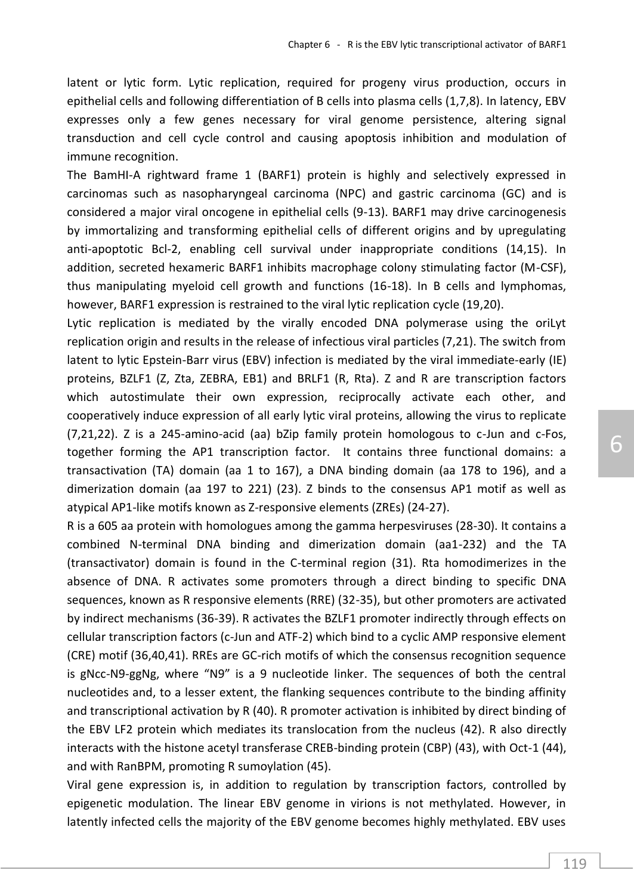latent or lytic form. Lytic replication, required for progeny virus production, occurs in epithelial cells and following differentiation of B cells into plasma cells (1,7,8). In latency, EBV expresses only a few genes necessary for viral genome persistence, altering signal transduction and cell cycle control and causing apoptosis inhibition and modulation of immune recognition.

The BamHI-A rightward frame 1 (BARF1) protein is highly and selectively expressed in carcinomas such as nasopharyngeal carcinoma (NPC) and gastric carcinoma (GC) and is considered a major viral oncogene in epithelial cells (9-13). BARF1 may drive carcinogenesis by immortalizing and transforming epithelial cells of different origins and by upregulating anti-apoptotic Bcl-2, enabling cell survival under inappropriate conditions (14,15). In addition, secreted hexameric BARF1 inhibits macrophage colony stimulating factor (M-CSF), thus manipulating myeloid cell growth and functions (16-18). In B cells and lymphomas, however, BARF1 expression is restrained to the viral lytic replication cycle (19,20).

Lytic replication is mediated by the virally encoded DNA polymerase using the oriLyt replication origin and results in the release of infectious viral particles (7,21). The switch from latent to lytic Epstein-Barr virus (EBV) infection is mediated by the viral immediate-early (IE) proteins, BZLF1 (Z, Zta, ZEBRA, EB1) and BRLF1 (R, Rta). Z and R are transcription factors which autostimulate their own expression, reciprocally activate each other, and cooperatively induce expression of all early lytic viral proteins, allowing the virus to replicate (7,21,22). Z is a 245-amino-acid (aa) bZip family protein homologous to c-Jun and c-Fos, together forming the AP1 transcription factor. It contains three functional domains: a transactivation (TA) domain (aa 1 to 167), a DNA binding domain (aa 178 to 196), and a dimerization domain (aa 197 to 221) (23). Z binds to the consensus AP1 motif as well as atypical AP1-like motifs known as Z-responsive elements (ZREs) (24-27).

R is a 605 aa protein with homologues among the gamma herpesviruses (28-30). It contains a combined N-terminal DNA binding and dimerization domain (aa1-232) and the TA (transactivator) domain is found in the C-terminal region (31). Rta homodimerizes in the absence of DNA. R activates some promoters through a direct binding to specific DNA sequences, known as R responsive elements (RRE) (32-35), but other promoters are activated by indirect mechanisms (36-39). R activates the BZLF1 promoter indirectly through effects on cellular transcription factors (c-Jun and ATF-2) which bind to a cyclic AMP responsive element (CRE) motif (36,40,41). RREs are GC-rich motifs of which the consensus recognition sequence is gNcc-N9-ggNg, where "N9" is a 9 nucleotide linker. The sequences of both the central nucleotides and, to a lesser extent, the flanking sequences contribute to the binding affinity and transcriptional activation by R (40). R promoter activation is inhibited by direct binding of the EBV LF2 protein which mediates its translocation from the nucleus (42). R also directly interacts with the histone acetyl transferase CREB-binding protein (CBP) (43), with Oct-1 (44), and with RanBPM, promoting R sumoylation (45).

Viral gene expression is, in addition to regulation by transcription factors, controlled by epigenetic modulation. The linear EBV genome in virions is not methylated. However, in latently infected cells the majority of the EBV genome becomes highly methylated. EBV uses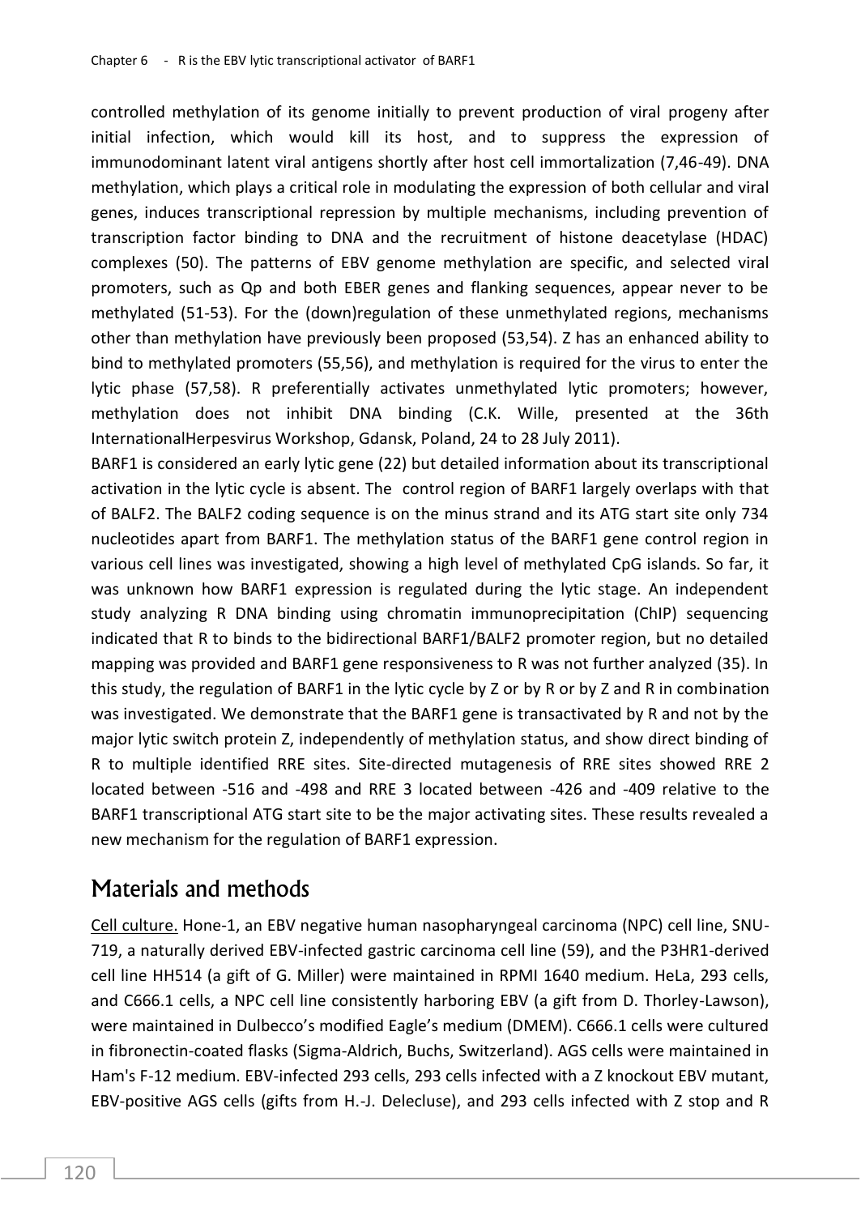controlled methylation of its genome initially to prevent production of viral progeny after initial infection, which would kill its host, and to suppress the expression of immunodominant latent viral antigens shortly after host cell immortalization (7,46-49). DNA methylation, which plays a critical role in modulating the expression of both cellular and viral genes, induces transcriptional repression by multiple mechanisms, including prevention of transcription factor binding to DNA and the recruitment of histone deacetylase (HDAC) complexes (50). The patterns of EBV genome methylation are specific, and selected viral promoters, such as Qp and both EBER genes and flanking sequences, appear never to be methylated (51-53). For the (down)regulation of these unmethylated regions, mechanisms other than methylation have previously been proposed (53,54). Z has an enhanced ability to bind to methylated promoters (55,56), and methylation is required for the virus to enter the lytic phase (57,58). R preferentially activates unmethylated lytic promoters; however, methylation does not inhibit DNA binding (C.K. Wille, presented at the 36th InternationalHerpesvirus Workshop, Gdansk, Poland, 24 to 28 July 2011).

BARF1 is considered an early lytic gene (22) but detailed information about its transcriptional activation in the lytic cycle is absent. The control region of BARF1 largely overlaps with that of BALF2. The BALF2 coding sequence is on the minus strand and its ATG start site only 734 nucleotides apart from BARF1. The methylation status of the BARF1 gene control region in various cell lines was investigated, showing a high level of methylated CpG islands. So far, it was unknown how BARF1 expression is regulated during the lytic stage. An independent study analyzing R DNA binding using chromatin immunoprecipitation (ChIP) sequencing indicated that R to binds to the bidirectional BARF1/BALF2 promoter region, but no detailed mapping was provided and BARF1 gene responsiveness to R was not further analyzed (35). In this study, the regulation of BARF1 in the lytic cycle by Z or by R or by Z and R in combination was investigated. We demonstrate that the BARF1 gene is transactivated by R and not by the major lytic switch protein Z, independently of methylation status, and show direct binding of R to multiple identified RRE sites. Site-directed mutagenesis of RRE sites showed RRE 2 located between -516 and -498 and RRE 3 located between -426 and -409 relative to the BARF1 transcriptional ATG start site to be the major activating sites. These results revealed a new mechanism for the regulation of BARF1 expression.

## Materials and methods

Cell culture. Hone-1, an EBV negative human nasopharyngeal carcinoma (NPC) cell line, SNU-719, a naturally derived EBV-infected gastric carcinoma cell line (59), and the P3HR1-derived cell line HH514 (a gift of G. Miller) were maintained in RPMI 1640 medium. HeLa, 293 cells, and C666.1 cells, a NPC cell line consistently harboring EBV (a gift from D. Thorley-Lawson), were maintained in Dulbecco's modified Eagle's medium (DMEM). C666.1 cells were cultured in fibronectin-coated flasks (Sigma-Aldrich, Buchs, Switzerland). AGS cells were maintained in Ham's F-12 medium. EBV-infected 293 cells, 293 cells infected with a Z knockout EBV mutant, EBV-positive AGS cells (gifts from H.-J. Delecluse), and 293 cells infected with Z stop and R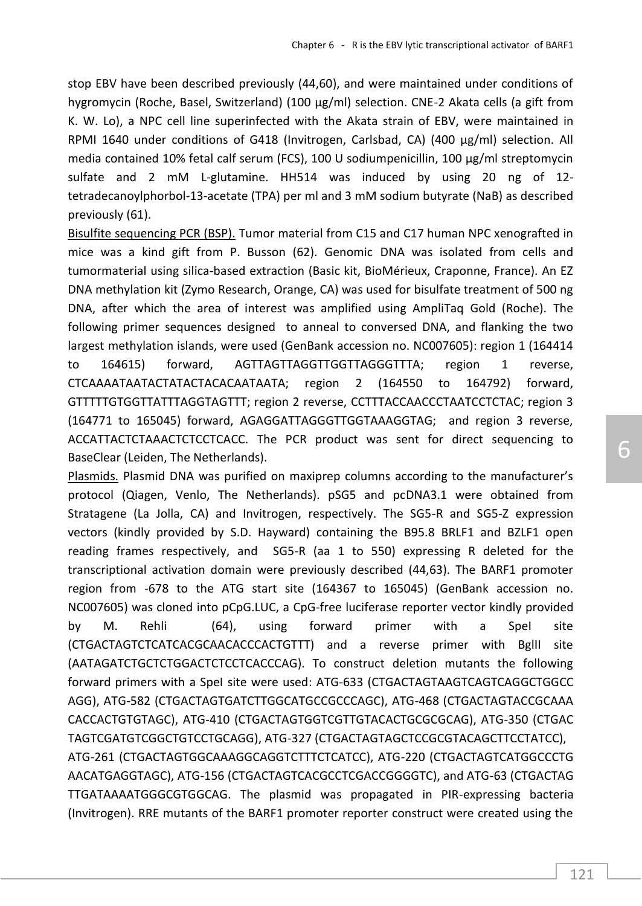stop EBV have been described previously (44,60), and were maintained under conditions of hygromycin (Roche, Basel, Switzerland) (100 µg/ml) selection. CNE-2 Akata cells (a gift from K. W. Lo), a NPC cell line superinfected with the Akata strain of EBV, were maintained in RPMI 1640 under conditions of G418 (Invitrogen, Carlsbad, CA) (400 µg/ml) selection. All media contained 10% fetal calf serum (FCS), 100 U sodiumpenicillin, 100 µg/ml streptomycin sulfate and 2 mM L-glutamine. HH514 was induced by using 20 ng of 12-tetradecanoylphorbol-13-acetate (TPA) per ml and 3 mM sodium butyrate (NaB) as described previously (61).

Bisulfite sequencing PCR (BSP). Tumor material from C15 and C17 human NPC xenografted in mice was a kind gift from P. Busson (62). Genomic DNA was isolated from cells and tumormaterial using silica-based extraction (Basic kit, BioMérieux, Craponne, France). An EZ DNA methylation kit (Zymo Research, Orange, CA) was used for bisulfate treatment of 500 ng DNA, after which the area of interest was amplified using AmpliTaq Gold (Roche). The following primer sequences designed to anneal to conversed DNA, and flanking the two largest methylation islands, were used (GenBank accession no. NC007605): region 1 (164414 to 164615) forward, AGTTAGTTAGGTTGGTTAGGGTTTA; region 1 reverse, CTCAAAATAATACTATACTACACAATAATA; region 2 (164550 to 164792) forward, GTTTTTGTGGTTATTTAGGTAGTTT; region 2 reverse, CCTTTACCAACCCTAATCCTCTAC; region 3 (164771 to 165045) forward, AGAGGATTAGGGTTGGTAAAGGTAG; and region 3 reverse, ACCATTACTCTAAACTCTCCTCACC. The PCR product was sent for direct sequencing to BaseClear (Leiden, The Netherlands).

Plasmids. Plasmid DNA was purified on maxiprep columns according to the manufacturer's protocol (Qiagen, Venlo, The Netherlands). pSG5 and pcDNA3.1 were obtained from Stratagene (La Jolla, CA) and Invitrogen, respectively. The SG5-R and SG5-Z expression vectors (kindly provided by S.D. Hayward) containing the B95.8 BRLF1 and BZLF1 open reading frames respectively, and SG5-R (aa 1 to 550) expressing R deleted for the transcriptional activation domain were previously described (44,63). The BARF1 promoter region from -678 to the ATG start site (164367 to 165045) (GenBank accession no. NC007605) was cloned into pCpG.LUC, a CpG-free luciferase reporter vector kindly provided by M. Rehli (64), using forward primer with a SpeI site (CTGACTAGTCTCATCACGCAACACCCACTGTTT) and a reverse primer with BglII site (AATAGATCTGCTCTGGACTCTCCTCACCCAG). To construct deletion mutants the following forward primers with a SpeI site were used: ATG-633 (CTGACTAGTAAGTCAGTCAGGCTGGCC AGG), ATG-582 (CTGACTAGTGATCTTGGCATGCCGCCCAGC), ATG-468 (CTGACTAGTACCGCAAA CACCACTGTGTAGC), ATG-410 (CTGACTAGTGGTCGTTGTACACTGCGCGCAG), ATG-350 (CTGAC TAGTCGATGTCGGCTGTCCTGCAGG), ATG-327 (CTGACTAGTAGCTCCGCGTACAGCTTCCTATCC), ATG-261 (CTGACTAGTGGCAAAGGCAGGTCTTTCTCATCC), ATG-220 (CTGACTAGTCATGGCCCTG AACATGAGGTAGC), ATG-156 (CTGACTAGTCACGCCTCGACCGGGGTC), and ATG-63 (CTGACTAG TTGATAAAATGGGCGTGGCAG. The plasmid was propagated in PIR-expressing bacteria (Invitrogen). RRE mutants of the BARF1 promoter reporter construct were created using the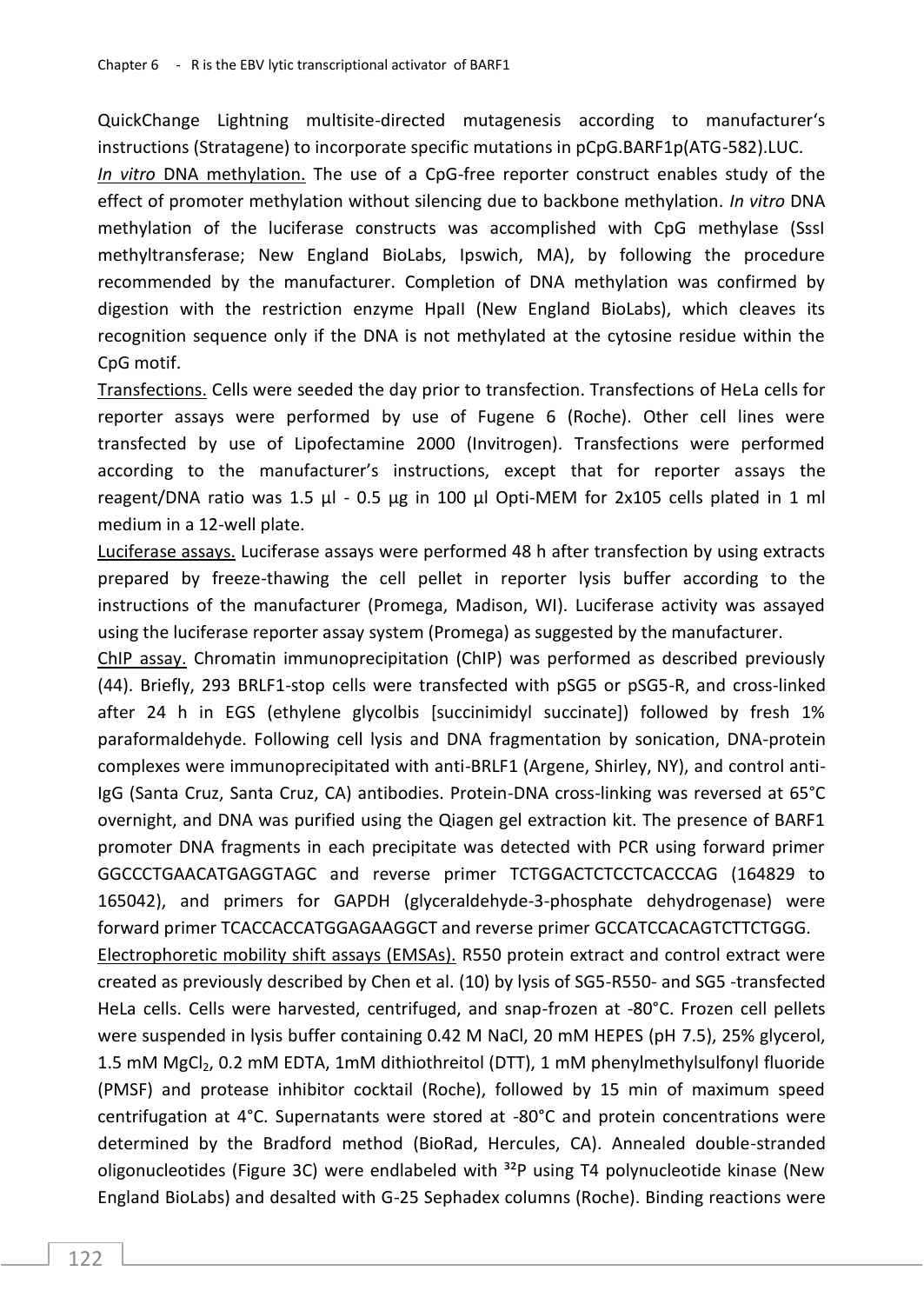QuickChange Lightning multisite-directed mutagenesis according to manufacturer's instructions (Stratagene) to incorporate specific mutations in pCpG.BARF1p(ATG-582).LUC.

*In vitro* DNA methylation. The use of a CpG-free reporter construct enables study of the effect of promoter methylation without silencing due to backbone methylation. *In vitro* DNA methylation of the luciferase constructs was accomplished with CpG methylase (SssI methyltransferase; New England BioLabs, Ipswich, MA), by following the procedure recommended by the manufacturer. Completion of DNA methylation was confirmed by digestion with the restriction enzyme HpaII (New England BioLabs), which cleaves its recognition sequence only if the DNA is not methylated at the cytosine residue within the CpG motif.

Transfections. Cells were seeded the day prior to transfection. Transfections of HeLa cells for reporter assays were performed by use of Fugene 6 (Roche). Other cell lines were transfected by use of Lipofectamine 2000 (Invitrogen). Transfections were performed according to the manufacturer's instructions, except that for reporter assays the reagent/DNA ratio was 1.5 µl - 0.5 µg in 100 µl Opti-MEM for 2x105 cells plated in 1 ml medium in a 12-well plate.

Luciferase assays. Luciferase assays were performed 48 h after transfection by using extracts prepared by freeze-thawing the cell pellet in reporter lysis buffer according to the instructions of the manufacturer (Promega, Madison, WI). Luciferase activity was assayed using the luciferase reporter assay system (Promega) as suggested by the manufacturer.

ChIP assay. Chromatin immunoprecipitation (ChIP) was performed as described previously (44). Briefly, 293 BRLF1-stop cells were transfected with pSG5 or pSG5-R, and cross-linked after 24 h in EGS (ethylene glycolbis [succinimidyl succinate]) followed by fresh 1% paraformaldehyde. Following cell lysis and DNA fragmentation by sonication, DNA-protein complexes were immunoprecipitated with anti-BRLF1 (Argene, Shirley, NY), and control anti-IgG (Santa Cruz, Santa Cruz, CA) antibodies. Protein-DNA cross-linking was reversed at 65°C overnight, and DNA was purified using the Qiagen gel extraction kit. The presence of BARF1 promoter DNA fragments in each precipitate was detected with PCR using forward primer GGCCCTGAACATGAGGTAGC and reverse primer TCTGGACTCTCCTCACCCAG (164829 to 165042), and primers for GAPDH (glyceraldehyde-3-phosphate dehydrogenase) were forward primer TCACCACCATGGAGAAGGCT and reverse primer GCCATCCACAGTCTTCTGGG.

Electrophoretic mobility shift assays (EMSAs). R550 protein extract and control extract were created as previously described by Chen et al. (10) by lysis of SG5-R550- and SG5 -transfected HeLa cells. Cells were harvested, centrifuged, and snap-frozen at -80°C. Frozen cell pellets were suspended in lysis buffer containing 0.42 M NaCl, 20 mM HEPES (pH 7.5), 25% glycerol, 1.5 mM $MgCl_2$, 0.2 mM EDTA, 1mM dithiothreitol (DTT), 1 mM phenylmethylsulfonyl fluoride (PMSF) and protease inhibitor cocktail (Roche), followed by 15 min of maximum speed centrifugation at 4°C. Supernatants were stored at -80°C and protein concentrations were determined by the Bradford method (BioRad, Hercules, CA). Annealed double-stranded oligonucleotides (Figure 3C) were endlabeled with $^{32}P$ using T4 polynucleotide kinase (New England BioLabs) and desalted with G-25 Sephadex columns (Roche). Binding reactions were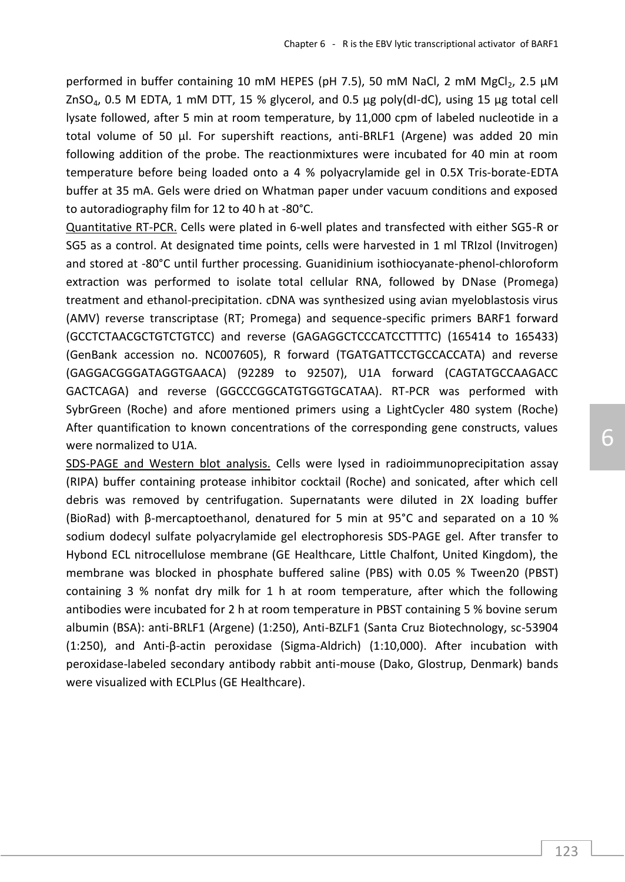performed in buffer containing 10 mM HEPES (pH 7.5), 50 mM NaCl, 2 mM $MgCl_2$, 2.5 µM $ZnSO_4$, 0.5 M EDTA, 1 mM DTT, 15 % glycerol, and 0.5 µg poly(dI-dC), using 15 µg total cell lysate followed, after 5 min at room temperature, by 11,000 cpm of labeled nucleotide in a total volume of 50 µl. For supershift reactions, anti-BRLF1 (Argene) was added 20 min following addition of the probe. The reactionmixtures were incubated for 40 min at room temperature before being loaded onto a 4 % polyacrylamide gel in 0.5X Tris-borate-EDTA buffer at 35 mA. Gels were dried on Whatman paper under vacuum conditions and exposed to autoradiography film for 12 to 40 h at -80°C.

Quantitative RT-PCR. Cells were plated in 6-well plates and transfected with either SG5-R or SG5 as a control. At designated time points, cells were harvested in 1 ml TRIzol (Invitrogen) and stored at -80°C until further processing. Guanidinium isothiocyanate-phenol-chloroform extraction was performed to isolate total cellular RNA, followed by DNase (Promega) treatment and ethanol-precipitation. cDNA was synthesized using avian myeloblastosis virus (AMV) reverse transcriptase (RT; Promega) and sequence-specific primers BARF1 forward (GCCTCTAACGCTGTCTGTCC) and reverse (GAGAGGCTCCCATCCTTTTC) (165414 to 165433) (GenBank accession no. NC007605), R forward (TGATGATTCCTGCCACCATA) and reverse (GAGGACGGGATAGGTGAACA) (92289 to 92507), U1A forward (CAGTATGCCAAGACC GACTCAGA) and reverse (GGCCCGGCATGTGGTGCATAA). RT-PCR was performed with SybrGreen (Roche) and afore mentioned primers using a LightCycler 480 system (Roche) After quantification to known concentrations of the corresponding gene constructs, values were normalized to U1A.

SDS-PAGE and Western blot analysis. Cells were lysed in radioimmunoprecipitation assay (RIPA) buffer containing protease inhibitor cocktail (Roche) and sonicated, after which cell debris was removed by centrifugation. Supernatants were diluted in 2X loading buffer (BioRad) with β-mercaptoethanol, denatured for 5 min at 95°C and separated on a 10 % sodium dodecyl sulfate polyacrylamide gel electrophoresis SDS-PAGE gel. After transfer to Hybond ECL nitrocellulose membrane (GE Healthcare, Little Chalfont, United Kingdom), the membrane was blocked in phosphate buffered saline (PBS) with 0.05 % Tween20 (PBST) containing 3 % nonfat dry milk for 1 h at room temperature, after which the following antibodies were incubated for 2 h at room temperature in PBST containing 5 % bovine serum albumin (BSA): anti-BRLF1 (Argene) (1:250), Anti-BZLF1 (Santa Cruz Biotechnology, sc-53904 (1:250), and Anti-β-actin peroxidase (Sigma-Aldrich) (1:10,000). After incubation with peroxidase-labeled secondary antibody rabbit anti-mouse (Dako, Glostrup, Denmark) bands were visualized with ECLPlus (GE Healthcare).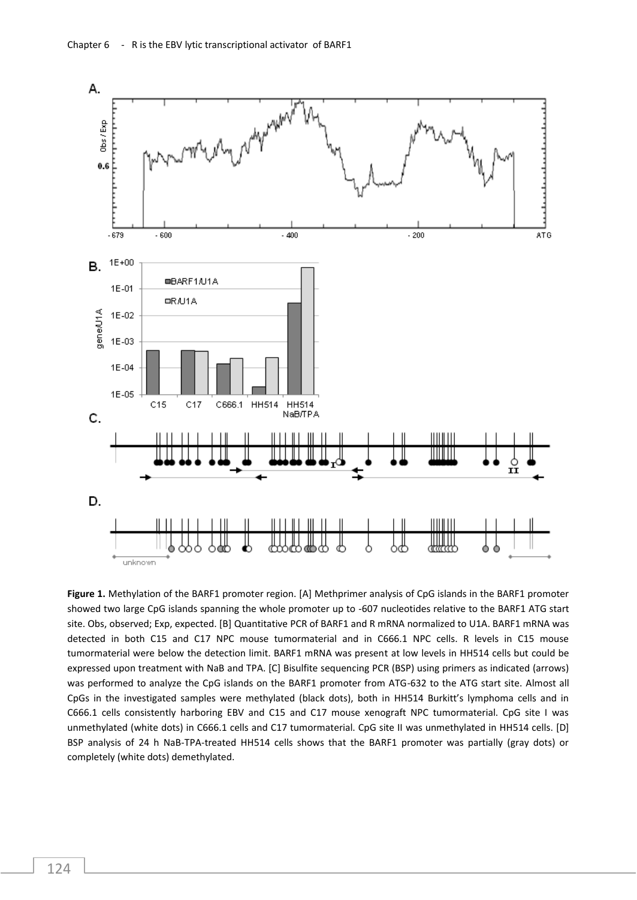**Figure 1.** Methylation of the BARF1 promoter region. [A] Methprimer analysis of CpG islands in the BARF1 promoter showed two large CpG islands spanning the whole promoter up to -607 nucleotides relative to the BARF1 ATG start site. Obs, observed; Exp, expected. [B] Quantitative PCR of BARF1 and R mRNA normalized to U1A. BARF1 mRNA was detected in both C15 and C17 NPC mouse tumormaterial and in C666.1 NPC cells. R levels in C15 mouse tumormaterial were below the detection limit. BARF1 mRNA was present at low levels in HH514 cells but could be expressed upon treatment with NaB and TPA. [C] Bisulfite sequencing PCR (BSP) using primers as indicated (arrows) was performed to analyze the CpG islands on the BARF1 promoter from ATG-632 to the ATG start site. Almost all CpGs in the investigated samples were methylated (black dots), both in HH514 Burkitt's lymphoma cells and in C666.1 cells consistently harboring EBV and C15 and C17 mouse xenograft NPC tumormaterial. CpG site I was unmethylated (white dots) in C666.1 cells and C17 tumormaterial. CpG site II was unmethylated in HH514 cells. [D] BSP analysis of 24 h NaB-TPA-treated HH514 cells shows that the BARF1 promoter was partially (gray dots) or completely (white dots) demethylated.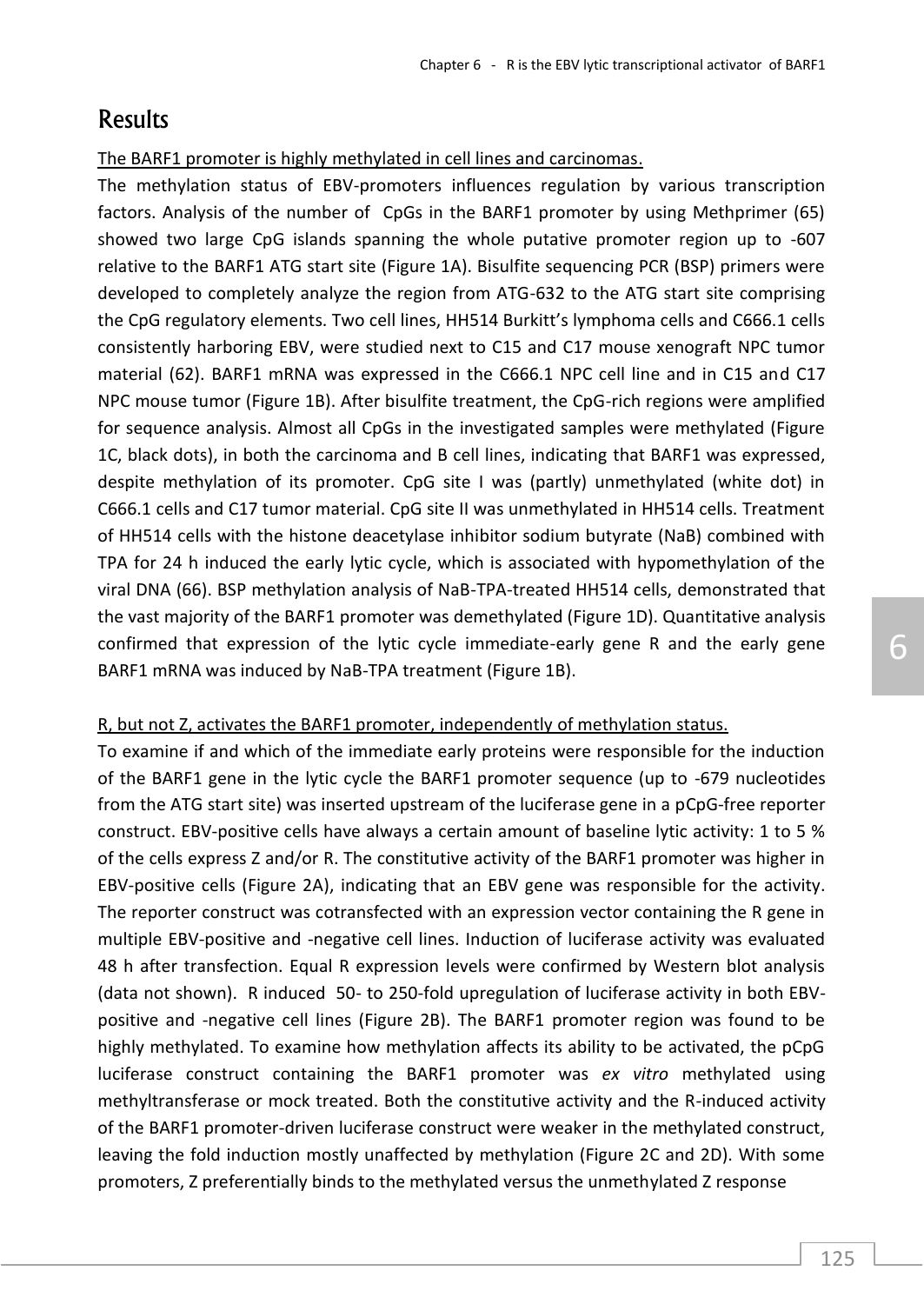# Results

<u>The BARF1 promoter is highly methylated in cell lines and carcinomas.</u>

The methylation status of EBV-promoters influences regulation by various transcription factors. Analysis of the number of CpGs in the BARF1 promoter by using Methprimer (65) showed two large CpG islands spanning the whole putative promoter region up to -607 relative to the BARF1 ATG start site (Figure 1A). Bisulfite sequencing PCR (BSP) primers were developed to completely analyze the region from ATG-632 to the ATG start site comprising the CpG regulatory elements. Two cell lines, HH514 Burkitt's lymphoma cells and C666.1 cells consistently harboring EBV, were studied next to C15 and C17 mouse xenograft NPC tumor material (62). BARF1 mRNA was expressed in the C666.1 NPC cell line and in C15 and C17 NPC mouse tumor (Figure 1B). After bisulfite treatment, the CpG-rich regions were amplified for sequence analysis. Almost all CpGs in the investigated samples were methylated (Figure 1C, black dots), in both the carcinoma and B cell lines, indicating that BARF1 was expressed, despite methylation of its promoter. CpG site I was (partly) unmethylated (white dot) in C666.1 cells and C17 tumor material. CpG site II was unmethylated in HH514 cells. Treatment of HH514 cells with the histone deacetylase inhibitor sodium butyrate (NaB) combined with TPA for 24 h induced the early lytic cycle, which is associated with hypomethylation of the viral DNA (66). BSP methylation analysis of NaB-TPA-treated HH514 cells, demonstrated that the vast majority of the BARF1 promoter was demethylated (Figure 1D). Quantitative analysis confirmed that expression of the lytic cycle immediate-early gene R and the early gene BARF1 mRNA was induced by NaB-TPA treatment (Figure 1B).

<u>R, but not Z, activates the BARF1 promoter, independently of methylation status.</u>

To examine if and which of the immediate early proteins were responsible for the induction of the BARF1 gene in the lytic cycle the BARF1 promoter sequence (up to -679 nucleotides from the ATG start site) was inserted upstream of the luciferase gene in a pCpG-free reporter construct. EBV-positive cells have always a certain amount of baseline lytic activity: 1 to 5 % of the cells express Z and/or R. The constitutive activity of the BARF1 promoter was higher in EBV-positive cells (Figure 2A), indicating that an EBV gene was responsible for the activity. The reporter construct was cotransfected with an expression vector containing the R gene in multiple EBV-positive and -negative cell lines. Induction of luciferase activity was evaluated 48 h after transfection. Equal R expression levels were confirmed by Western blot analysis (data not shown). R induced 50- to 250-fold upregulation of luciferase activity in both EBV-positive and -negative cell lines (Figure 2B). The BARF1 promoter region was found to be highly methylated. To examine how methylation affects its ability to be activated, the pCpG luciferase construct containing the BARF1 promoter was *ex vitro* methylated using methyltransferase or mock treated. Both the constitutive activity and the R-induced activity of the BARF1 promoter-driven luciferase construct were weaker in the methylated construct, leaving the fold induction mostly unaffected by methylation (Figure 2C and 2D). With some promoters, Z preferentially binds to the methylated versus the unmethylated Z response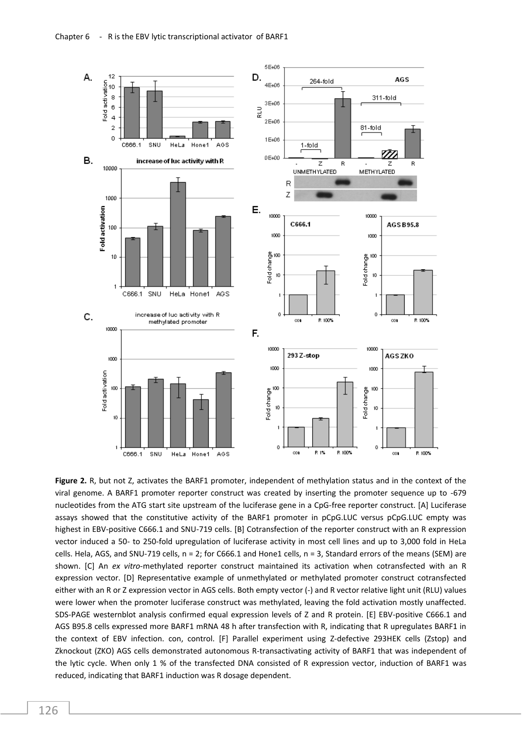**Figure 2.** R, but not Z, activates the BARF1 promoter, independent of methylation status and in the context of the viral genome. A BARF1 promoter reporter construct was created by inserting the promoter sequence up to -679 nucleotides from the ATG start site upstream of the luciferase gene in a CpG-free reporter construct. [A] Luciferase assays showed that the constitutive activity of the BARF1 promoter in pCpG.LUC versus pCpG.LUC empty was highest in EBV-positive C666.1 and SNU-719 cells. [B] Cotransfection of the reporter construct with an R expression vector induced a 50- to 250-fold upregulation of luciferase activity in most cell lines and up to 3,000 fold in HeLa cells. Hela, AGS, and SNU-719 cells, n = 2; for C666.1 and Hone1 cells, n = 3, Standard errors of the means (SEM) are shown. [C] An *ex vitro*-methylated reporter construct maintained its activation when cotransfected with an R expression vector. [D] Representative example of unmethylated or methylated promoter construct cotransfected either with an R or Z expression vector in AGS cells. Both empty vector (-) and R vector relative light unit (RLU) values were lower when the promoter luciferase construct was methylated, leaving the fold activation mostly unaffected. SDS-PAGE westernblot analysis confirmed equal expression levels of Z and R protein. [E] EBV-positive C666.1 and AGS B95.8 cells expressed more BARF1 mRNA 48 h after transfection with R, indicating that R upregulates BARF1 in the context of EBV infection. con, control. [F] Parallel experiment using Z-defective 293HEK cells (Zstop) and Zknockout (ZKO) AGS cells demonstrated autonomous R-transactivating activity of BARF1 that was independent of the lytic cycle. When only 1 % of the transfected DNA consisted of R expression vector, induction of BARF1 was reduced, indicating that BARF1 induction was R dosage dependent.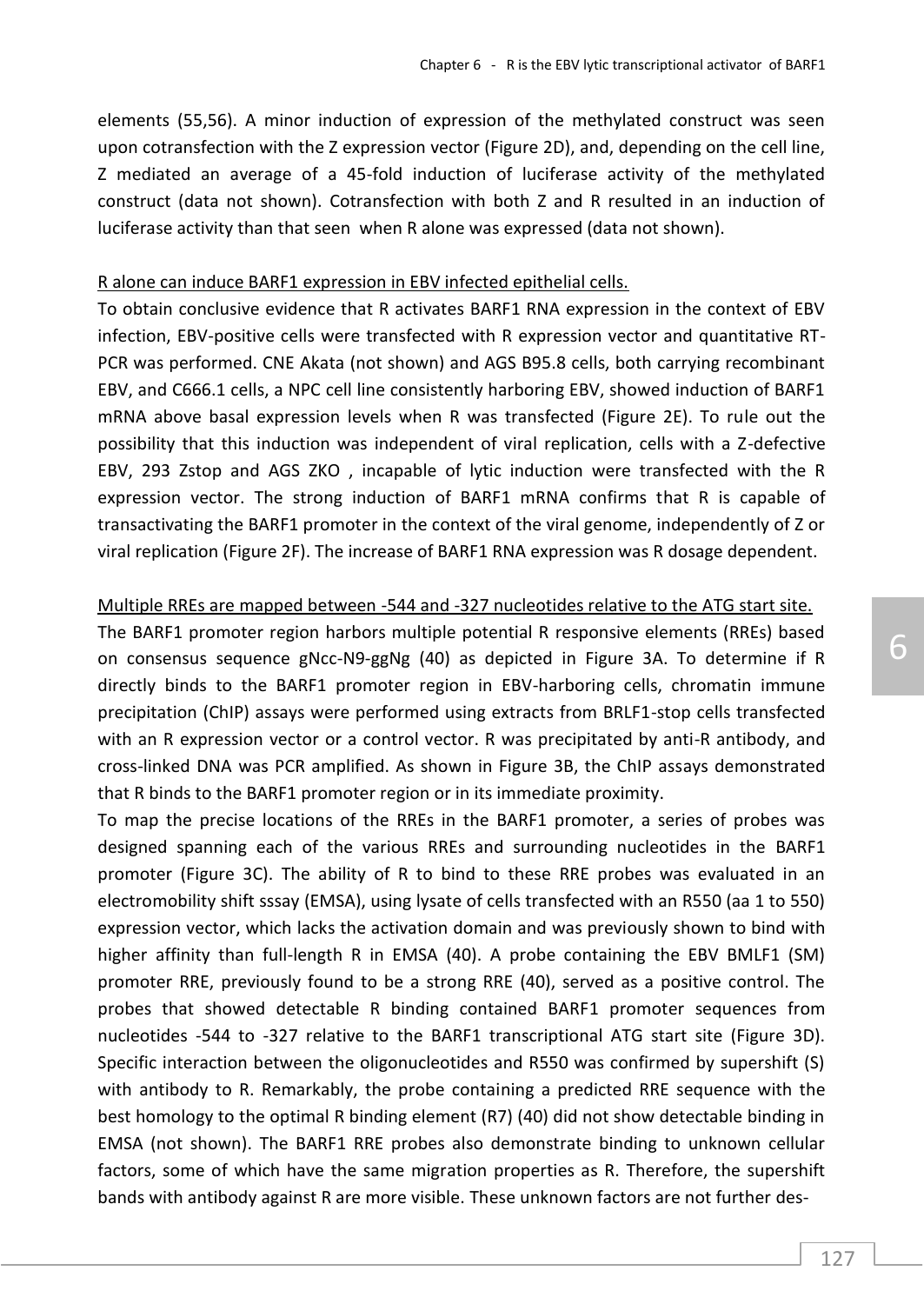elements (55,56). A minor induction of expression of the methylated construct was seen upon cotransfection with the Z expression vector (Figure 2D), and, depending on the cell line, Z mediated an average of a 45-fold induction of luciferase activity of the methylated construct (data not shown). Cotransfection with both Z and R resulted in an induction of luciferase activity than that seen when R alone was expressed (data not shown).

<u>R alone can induce BARF1 expression in EBV infected epithelial cells.</u>

To obtain conclusive evidence that R activates BARF1 RNA expression in the context of EBV infection, EBV-positive cells were transfected with R expression vector and quantitative RT-PCR was performed. CNE Akata (not shown) and AGS B95.8 cells, both carrying recombinant EBV, and C666.1 cells, a NPC cell line consistently harboring EBV, showed induction of BARF1 mRNA above basal expression levels when R was transfected (Figure 2E). To rule out the possibility that this induction was independent of viral replication, cells with a Z-defective EBV, 293 Zstop and AGS ZKO , incapable of lytic induction were transfected with the R expression vector. The strong induction of BARF1 mRNA confirms that R is capable of transactivating the BARF1 promoter in the context of the viral genome, independently of Z or viral replication (Figure 2F). The increase of BARF1 RNA expression was R dosage dependent.

<u>Multiple RREs are mapped between -544 and -327 nucleotides relative to the ATG start site.</u>

The BARF1 promoter region harbors multiple potential R responsive elements (RREs) based on consensus sequence gNcc-N9-ggNg (40) as depicted in Figure 3A. To determine if R directly binds to the BARF1 promoter region in EBV-harboring cells, chromatin immune precipitation (ChIP) assays were performed using extracts from BRLF1-stop cells transfected with an R expression vector or a control vector. R was precipitated by anti-R antibody, and cross-linked DNA was PCR amplified. As shown in Figure 3B, the ChIP assays demonstrated that R binds to the BARF1 promoter region or in its immediate proximity.

To map the precise locations of the RREs in the BARF1 promoter, a series of probes was designed spanning each of the various RREs and surrounding nucleotides in the BARF1 promoter (Figure 3C). The ability of R to bind to these RRE probes was evaluated in an electromobility shift sssay (EMSA), using lysate of cells transfected with an R550 (aa 1 to 550) expression vector, which lacks the activation domain and was previously shown to bind with higher affinity than full-length R in EMSA (40). A probe containing the EBV BMLF1 (SM) promoter RRE, previously found to be a strong RRE (40), served as a positive control. The probes that showed detectable R binding contained BARF1 promoter sequences from nucleotides -544 to -327 relative to the BARF1 transcriptional ATG start site (Figure 3D). Specific interaction between the oligonucleotides and R550 was confirmed by supershift (S) with antibody to R. Remarkably, the probe containing a predicted RRE sequence with the best homology to the optimal R binding element (R7) (40) did not show detectable binding in EMSA (not shown). The BARF1 RRE probes also demonstrate binding to unknown cellular factors, some of which have the same migration properties as R. Therefore, the supershift bands with antibody against R are more visible. These unknown factors are not further des-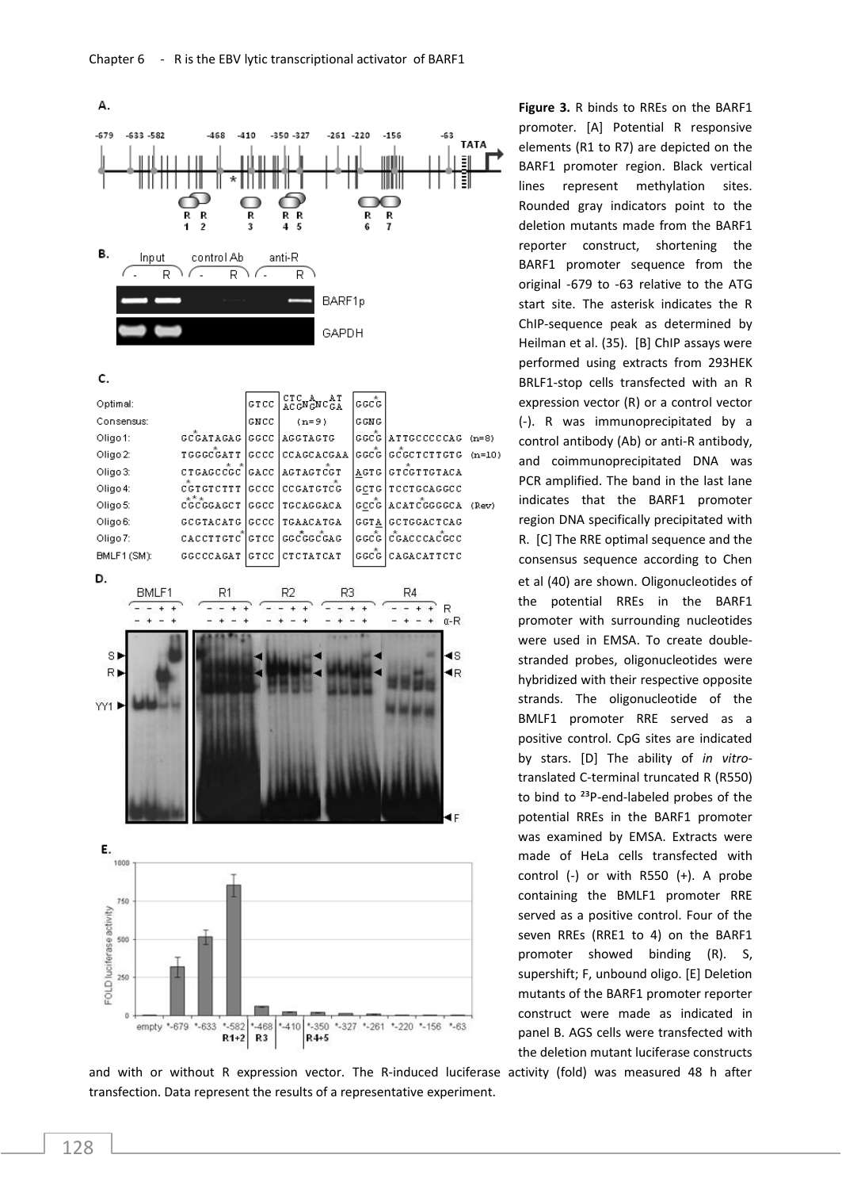**Figure 3.** R binds to RREs on the BARF1 promoter. [A] Potential R responsive elements (R1 to R7) are depicted on the BARF1 promoter region. Black vertical lines represent methylation sites. Rounded gray indicators point to the deletion mutants made from the BARF1 reporter construct, shortening the BARF1 promoter sequence from the original -679 to -63 relative to the ATG start site. The asterisk indicates the R ChIP-sequence peak as determined by Heilman et al. (35). [B] ChIP assays were performed using extracts from 293HEK BRLF1-stop cells transfected with an R expression vector (R) or a control vector (-). R was immunoprecipitated by a control antibody (Ab) or anti-R antibody, and coimmunoprecipitated DNA was PCR amplified. The band in the last lane indicates that the BARF1 promoter region DNA specifically precipitated with R. [C] The RRE optimal sequence and the consensus sequence according to Chen et al (40) are shown. Oligonucleotides of the potential RREs in the BARF1 promoter with surrounding nucleotides were used in EMSA. To create double-stranded probes, oligonucleotides were hybridized with their respective opposite strands. The oligonucleotide of the BMLF1 promoter RRE served as a positive control. CpG sites are indicated by stars. [D] The ability of *in vitro*-translated C-terminal truncated R (R550) to bind to $^{33}$P-end-labeled probes of the potential RREs in the BARF1 promoter was examined by EMSA. Extracts were made of HeLa cells transfected with control (-) or with R550 (+). A probe containing the BMLF1 promoter RRE served as a positive control. Four of the seven RREs (RRE1 to 4) on the BARF1 promoter showed binding (R). S, supershift; F, unbound oligo. [E] Deletion mutants of the BARF1 promoter reporter construct were made as indicated in panel B. AGS cells were transfected with the deletion mutant luciferase constructs and with or without R expression vector. The R-induced luciferase activity (fold) was measured 48 h after transfection. Data represent the results of a representative experiment.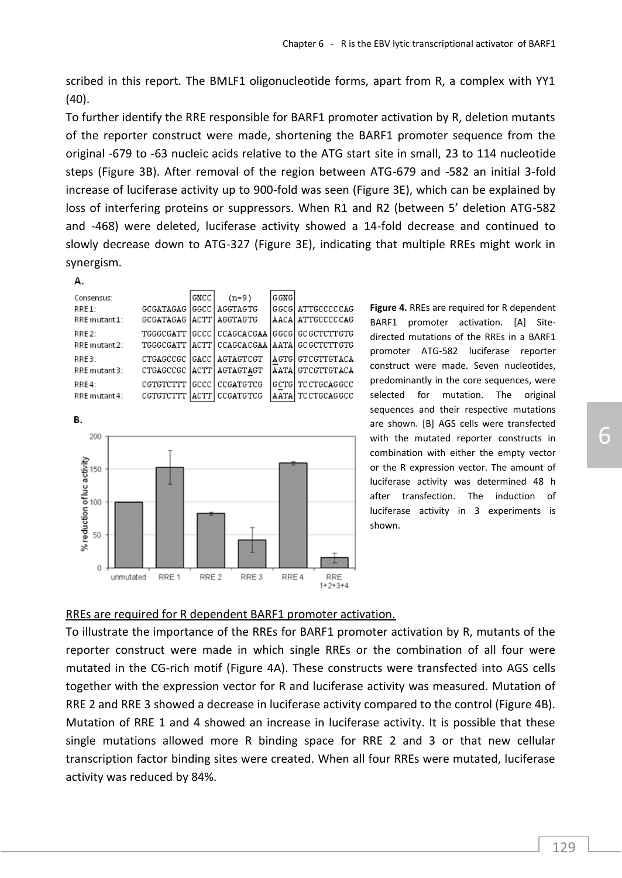scribed in this report. The BMLF1 oligonucleotide forms, apart from R, a complex with YY1 (40).

To further identify the RRE responsible for BARF1 promoter activation by R, deletion mutants of the reporter construct were made, shortening the BARF1 promoter sequence from the original -679 to -63 nucleic acids relative to the ATG start site in small, 23 to 114 nucleotide steps (Figure 3B). After removal of the region between ATG-679 and -582 an initial 3-fold increase of luciferase activity up to 900-fold was seen (Figure 3E), which can be explained by loss of interfering proteins or suppressors. When R1 and R2 (between 5' deletion ATG-582 and -468) were deleted, luciferase activity showed a 14-fold decrease and continued to slowly decrease down to ATG-327 (Figure 3E), indicating that multiple RREs might work in synergism.

A.

| | | | | | |
|---|---|---|---|---|---|
| Consensus: | | GNCC | (n=9) | GGNG | |
| RRE 1: | GCGATAGAG | GGCC | AGGTAGTG | GGCG | ATTGCCCCCAG |
| RRE mutant 1: | GCGATAGAG | ACTT | AGGTAGTG | AACA | ATTGCCCCCAG |
| RRE 2: | TGGGCGATT | GCCC | CCAGCACGAA | GGCG | GCGCTCTTGTG |
| RRE mutant 2: | TGGGCGATT | ACTT | CCAGCACGAA | AATA | GCGCTCTTGTG |
| RRE 3: | CTGAGCCGC | GACC | AGTAGTCGT | AGTG | GTCGTTGTACA |
| RRE mutant 3: | CTGAGCCGC | ACTT | AGTAGTAGT | AATA | GTCGTTGTACA |
| RRE 4: | CGTGTCTTT | GCCC | CCGATGTCG | GCTG | TCCTGCAGGCC |
| RRE mutant 4: | CGTGTCTTT | ACTT | CCGATGTCG | AATA | TCCTGCAGGCC |

B.

| | unmutated | RRE 1 | RRE 2 | RRE 3 | RRE 4 | RRE 1+2+3+4 |
|---|---|---|---|---|---|---|
| % reduction of luc activity | 100 | ~152 | ~82 | ~42 | ~158 | ~16 |

**Figure 4.** RREs are required for R dependent BARF1 promoter activation. [A] Site-directed mutations of the RREs in a BARF1 promoter ATG-582 luciferase reporter construct were made. Seven nucleotides, predominantly in the core sequences, were selected for mutation. The original sequences and their respective mutations are shown. [B] AGS cells were transfected with the mutated reporter constructs in combination with either the empty vector or the R expression vector. The amount of luciferase activity was determined 48 h after transfection. The induction of luciferase activity in 3 experiments is shown.

## RREs are required for R dependent BARF1 promoter activation.

To illustrate the importance of the RREs for BARF1 promoter activation by R, mutants of the reporter construct were made in which single RREs or the combination of all four were mutated in the CG-rich motif (Figure 4A). These constructs were transfected into AGS cells together with the expression vector for R and luciferase activity was measured. Mutation of RRE 2 and RRE 3 showed a decrease in luciferase activity compared to the control (Figure 4B). Mutation of RRE 1 and 4 showed an increase in luciferase activity. It is possible that these single mutations allowed more R binding space for RRE 2 and 3 or that new cellular transcription factor binding sites were created. When all four RREs were mutated, luciferase activity was reduced by 84%.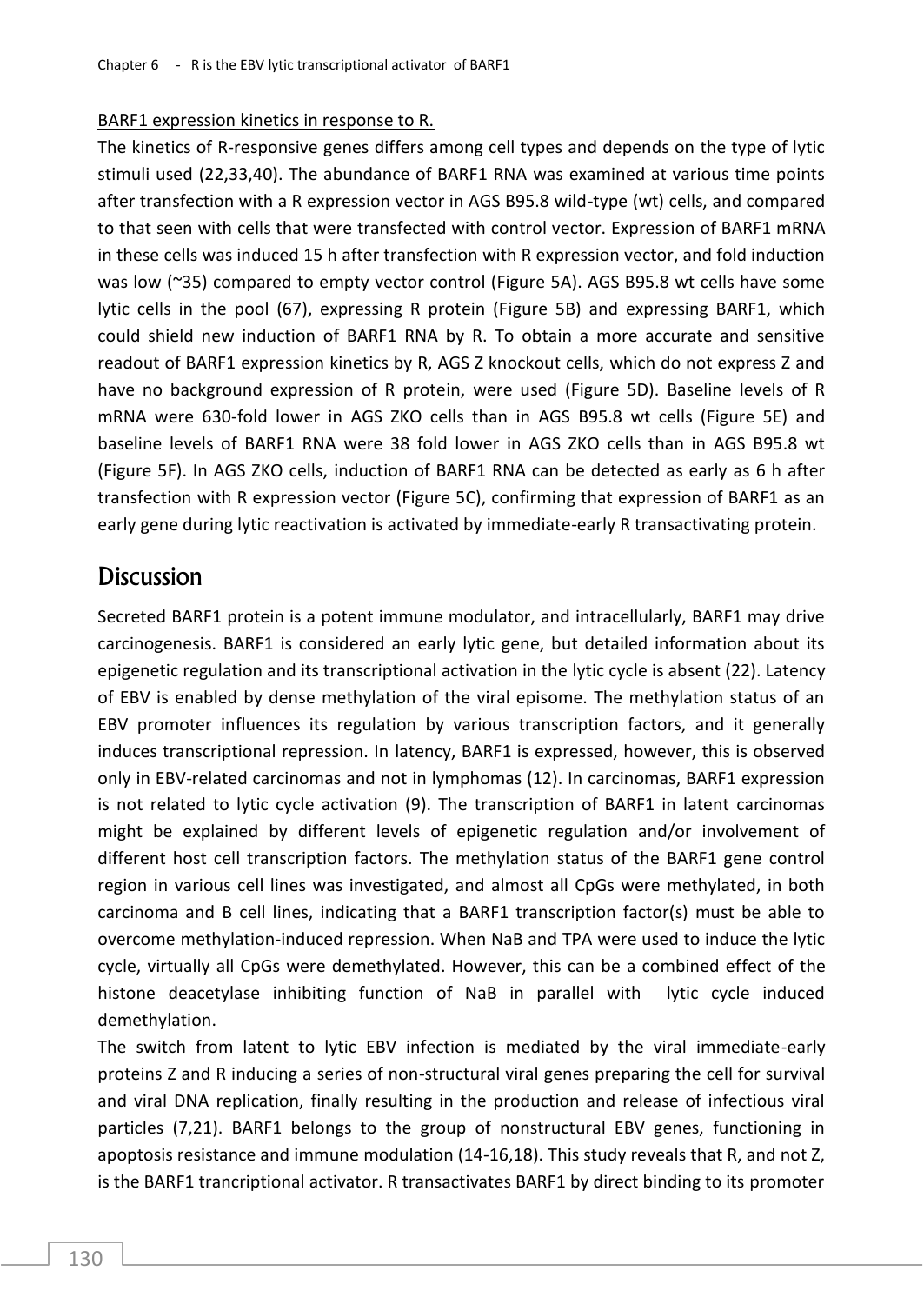BARF1 expression kinetics in response to R.

The kinetics of R-responsive genes differs among cell types and depends on the type of lytic stimuli used (22,33,40). The abundance of BARF1 RNA was examined at various time points after transfection with a R expression vector in AGS B95.8 wild-type (wt) cells, and compared to that seen with cells that were transfected with control vector. Expression of BARF1 mRNA in these cells was induced 15 h after transfection with R expression vector, and fold induction was low (~35) compared to empty vector control (Figure 5A). AGS B95.8 wt cells have some lytic cells in the pool (67), expressing R protein (Figure 5B) and expressing BARF1, which could shield new induction of BARF1 RNA by R. To obtain a more accurate and sensitive readout of BARF1 expression kinetics by R, AGS Z knockout cells, which do not express Z and have no background expression of R protein, were used (Figure 5D). Baseline levels of R mRNA were 630-fold lower in AGS ZKO cells than in AGS B95.8 wt cells (Figure 5E) and baseline levels of BARF1 RNA were 38 fold lower in AGS ZKO cells than in AGS B95.8 wt (Figure 5F). In AGS ZKO cells, induction of BARF1 RNA can be detected as early as 6 h after transfection with R expression vector (Figure 5C), confirming that expression of BARF1 as an early gene during lytic reactivation is activated by immediate-early R transactivating protein.

## Discussion

Secreted BARF1 protein is a potent immune modulator, and intracellularly, BARF1 may drive carcinogenesis. BARF1 is considered an early lytic gene, but detailed information about its epigenetic regulation and its transcriptional activation in the lytic cycle is absent (22). Latency of EBV is enabled by dense methylation of the viral episome. The methylation status of an EBV promoter influences its regulation by various transcription factors, and it generally induces transcriptional repression. In latency, BARF1 is expressed, however, this is observed only in EBV-related carcinomas and not in lymphomas (12). In carcinomas, BARF1 expression is not related to lytic cycle activation (9). The transcription of BARF1 in latent carcinomas might be explained by different levels of epigenetic regulation and/or involvement of different host cell transcription factors. The methylation status of the BARF1 gene control region in various cell lines was investigated, and almost all CpGs were methylated, in both carcinoma and B cell lines, indicating that a BARF1 transcription factor(s) must be able to overcome methylation-induced repression. When NaB and TPA were used to induce the lytic cycle, virtually all CpGs were demethylated. However, this can be a combined effect of the histone deacetylase inhibiting function of NaB in parallel with lytic cycle induced demethylation.

The switch from latent to lytic EBV infection is mediated by the viral immediate-early proteins Z and R inducing a series of non-structural viral genes preparing the cell for survival and viral DNA replication, finally resulting in the production and release of infectious viral particles (7,21). BARF1 belongs to the group of nonstructural EBV genes, functioning in apoptosis resistance and immune modulation (14-16,18). This study reveals that R, and not Z, is the BARF1 trancriptional activator. R transactivates BARF1 by direct binding to its promoter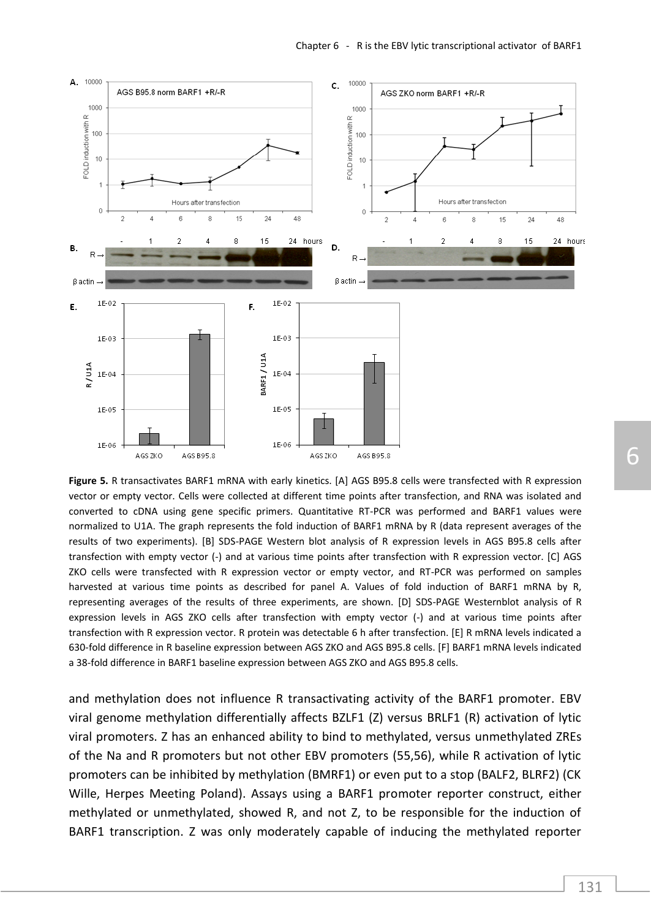**Figure 5.** R transactivates BARF1 mRNA with early kinetics. [A] AGS B95.8 cells were transfected with R expression vector or empty vector. Cells were collected at different time points after transfection, and RNA was isolated and converted to cDNA using gene specific primers. Quantitative RT-PCR was performed and BARF1 values were normalized to U1A. The graph represents the fold induction of BARF1 mRNA by R (data represent averages of the results of two experiments). [B] SDS-PAGE Western blot analysis of R expression levels in AGS B95.8 cells after transfection with empty vector (-) and at various time points after transfection with R expression vector. [C] AGS ZKO cells were transfected with R expression vector or empty vector, and RT-PCR was performed on samples harvested at various time points as described for panel A. Values of fold induction of BARF1 mRNA by R, representing averages of the results of three experiments, are shown. [D] SDS-PAGE Westernblot analysis of R expression levels in AGS ZKO cells after transfection with empty vector (-) and at various time points after transfection with R expression vector. R protein was detectable 6 h after transfection. [E] R mRNA levels indicated a 630-fold difference in R baseline expression between AGS ZKO and AGS B95.8 cells. [F] BARF1 mRNA levels indicated a 38-fold difference in BARF1 baseline expression between AGS ZKO and AGS B95.8 cells.

and methylation does not influence R transactivating activity of the BARF1 promoter. EBV viral genome methylation differentially affects BZLF1 (Z) versus BRLF1 (R) activation of lytic viral promoters. Z has an enhanced ability to bind to methylated, versus unmethylated ZREs of the Na and R promoters but not other EBV promoters (55,56), while R activation of lytic promoters can be inhibited by methylation (BMRF1) or even put to a stop (BALF2, BLRF2) (CK Wille, Herpes Meeting Poland). Assays using a BARF1 promoter reporter construct, either methylated or unmethylated, showed R, and not Z, to be responsible for the induction of BARF1 transcription. Z was only moderately capable of inducing the methylated reporter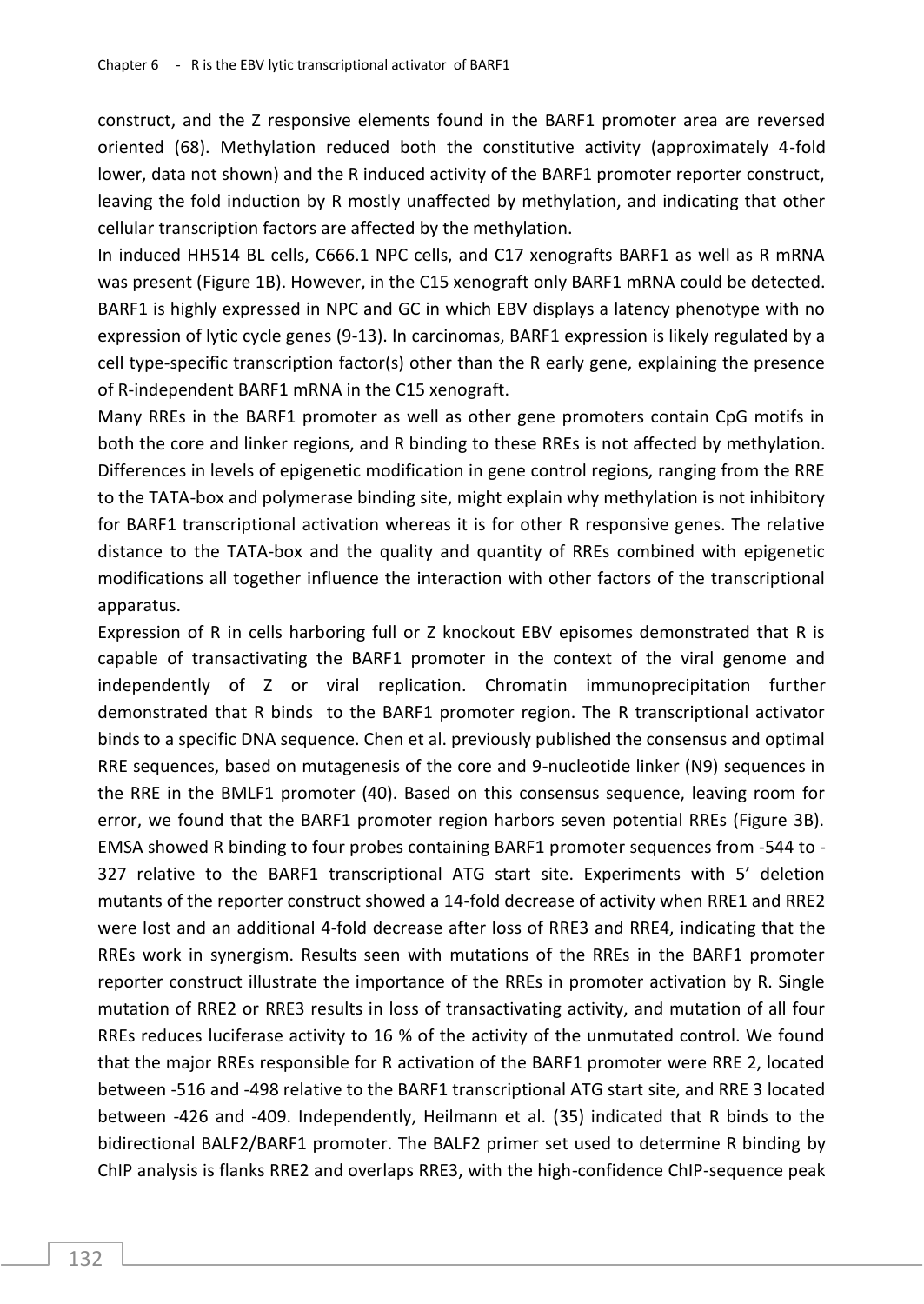construct, and the Z responsive elements found in the BARF1 promoter area are reversed oriented (68). Methylation reduced both the constitutive activity (approximately 4-fold lower, data not shown) and the R induced activity of the BARF1 promoter reporter construct, leaving the fold induction by R mostly unaffected by methylation, and indicating that other cellular transcription factors are affected by the methylation.

In induced HH514 BL cells, C666.1 NPC cells, and C17 xenografts BARF1 as well as R mRNA was present (Figure 1B). However, in the C15 xenograft only BARF1 mRNA could be detected. BARF1 is highly expressed in NPC and GC in which EBV displays a latency phenotype with no expression of lytic cycle genes (9-13). In carcinomas, BARF1 expression is likely regulated by a cell type-specific transcription factor(s) other than the R early gene, explaining the presence of R-independent BARF1 mRNA in the C15 xenograft.

Many RREs in the BARF1 promoter as well as other gene promoters contain CpG motifs in both the core and linker regions, and R binding to these RREs is not affected by methylation. Differences in levels of epigenetic modification in gene control regions, ranging from the RRE to the TATA-box and polymerase binding site, might explain why methylation is not inhibitory for BARF1 transcriptional activation whereas it is for other R responsive genes. The relative distance to the TATA-box and the quality and quantity of RREs combined with epigenetic modifications all together influence the interaction with other factors of the transcriptional apparatus.

Expression of R in cells harboring full or Z knockout EBV episomes demonstrated that R is capable of transactivating the BARF1 promoter in the context of the viral genome and independently of Z or viral replication. Chromatin immunoprecipitation further demonstrated that R binds to the BARF1 promoter region. The R transcriptional activator binds to a specific DNA sequence. Chen et al. previously published the consensus and optimal RRE sequences, based on mutagenesis of the core and 9-nucleotide linker (N9) sequences in the RRE in the BMLF1 promoter (40). Based on this consensus sequence, leaving room for error, we found that the BARF1 promoter region harbors seven potential RREs (Figure 3B). EMSA showed R binding to four probes containing BARF1 promoter sequences from -544 to -327 relative to the BARF1 transcriptional ATG start site. Experiments with 5' deletion mutants of the reporter construct showed a 14-fold decrease of activity when RRE1 and RRE2 were lost and an additional 4-fold decrease after loss of RRE3 and RRE4, indicating that the RREs work in synergism. Results seen with mutations of the RREs in the BARF1 promoter reporter construct illustrate the importance of the RREs in promoter activation by R. Single mutation of RRE2 or RRE3 results in loss of transactivating activity, and mutation of all four RREs reduces luciferase activity to 16 % of the activity of the unmutated control. We found that the major RREs responsible for R activation of the BARF1 promoter were RRE 2, located between -516 and -498 relative to the BARF1 transcriptional ATG start site, and RRE 3 located between -426 and -409. Independently, Heilmann et al. (35) indicated that R binds to the bidirectional BALF2/BARF1 promoter. The BALF2 primer set used to determine R binding by ChIP analysis is flanks RRE2 and overlaps RRE3, with the high-confidence ChIP-sequence peak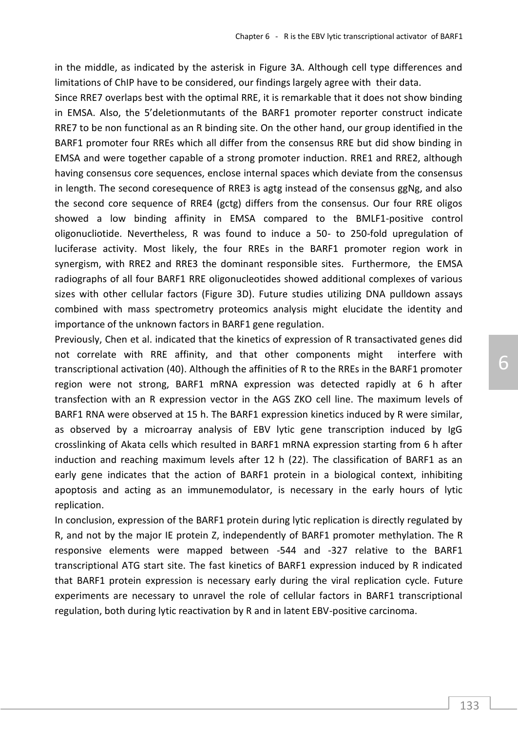in the middle, as indicated by the asterisk in Figure 3A. Although cell type differences and limitations of ChIP have to be considered, our findings largely agree with their data.

Since RRE7 overlaps best with the optimal RRE, it is remarkable that it does not show binding in EMSA. Also, the 5'deletionmutants of the BARF1 promoter reporter construct indicate RRE7 to be non functional as an R binding site. On the other hand, our group identified in the BARF1 promoter four RREs which all differ from the consensus RRE but did show binding in EMSA and were together capable of a strong promoter induction. RRE1 and RRE2, although having consensus core sequences, enclose internal spaces which deviate from the consensus in length. The second coresequence of RRE3 is agtg instead of the consensus ggNg, and also the second core sequence of RRE4 (gctg) differs from the consensus. Our four RRE oligos showed a low binding affinity in EMSA compared to the BMLF1-positive control oligonucliotide. Nevertheless, R was found to induce a 50- to 250-fold upregulation of luciferase activity. Most likely, the four RREs in the BARF1 promoter region work in synergism, with RRE2 and RRE3 the dominant responsible sites. Furthermore, the EMSA radiographs of all four BARF1 RRE oligonucleotides showed additional complexes of various sizes with other cellular factors (Figure 3D). Future studies utilizing DNA pulldown assays combined with mass spectrometry proteomics analysis might elucidate the identity and importance of the unknown factors in BARF1 gene regulation.

Previously, Chen et al. indicated that the kinetics of expression of R transactivated genes did not correlate with RRE affinity, and that other components might interfere with transcriptional activation (40). Although the affinities of R to the RREs in the BARF1 promoter region were not strong, BARF1 mRNA expression was detected rapidly at 6 h after transfection with an R expression vector in the AGS ZKO cell line. The maximum levels of BARF1 RNA were observed at 15 h. The BARF1 expression kinetics induced by R were similar, as observed by a microarray analysis of EBV lytic gene transcription induced by IgG crosslinking of Akata cells which resulted in BARF1 mRNA expression starting from 6 h after induction and reaching maximum levels after 12 h (22). The classification of BARF1 as an early gene indicates that the action of BARF1 protein in a biological context, inhibiting apoptosis and acting as an immunemodulator, is necessary in the early hours of lytic replication.

In conclusion, expression of the BARF1 protein during lytic replication is directly regulated by R, and not by the major IE protein Z, independently of BARF1 promoter methylation. The R responsive elements were mapped between -544 and -327 relative to the BARF1 transcriptional ATG start site. The fast kinetics of BARF1 expression induced by R indicated that BARF1 protein expression is necessary early during the viral replication cycle. Future experiments are necessary to unravel the role of cellular factors in BARF1 transcriptional regulation, both during lytic reactivation by R and in latent EBV-positive carcinoma.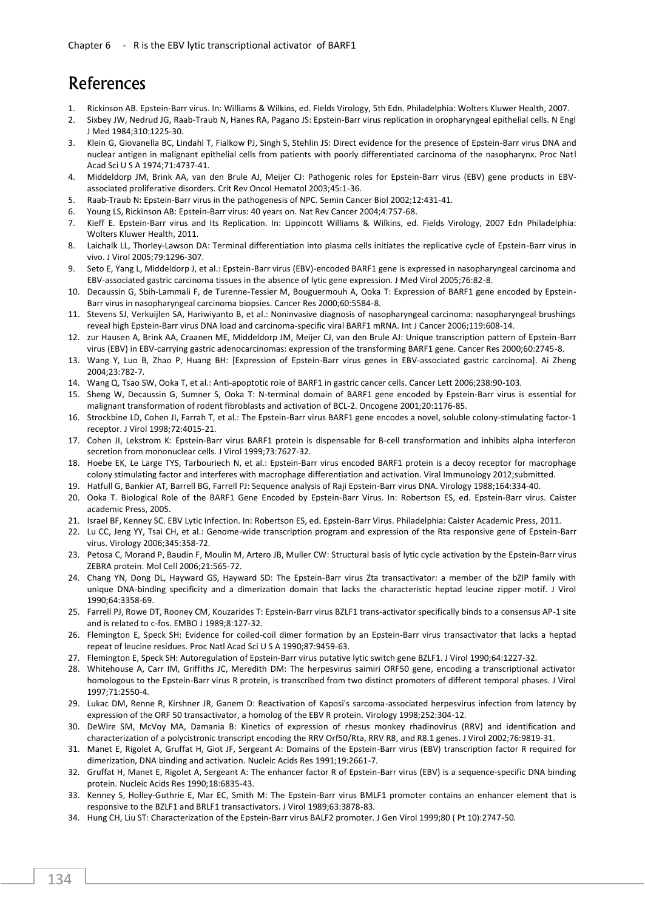# References

1. Rickinson AB. Epstein-Barr virus. In: Williams & Wilkins, ed. Fields Virology, 5th Edn. Philadelphia: Wolters Kluwer Health, 2007.
2. Sixbey JW, Nedrud JG, Raab-Traub N, Hanes RA, Pagano JS: Epstein-Barr virus replication in oropharyngeal epithelial cells. N Engl J Med 1984;310:1225-30.
3. Klein G, Giovanella BC, Lindahl T, Fialkow PJ, Singh S, Stehlin JS: Direct evidence for the presence of Epstein-Barr virus DNA and nuclear antigen in malignant epithelial cells from patients with poorly differentiated carcinoma of the nasopharynx. Proc Natl Acad Sci U S A 1974;71:4737-41.
4. Middeldorp JM, Brink AA, van den Brule AJ, Meijer CJ: Pathogenic roles for Epstein-Barr virus (EBV) gene products in EBV-associated proliferative disorders. Crit Rev Oncol Hematol 2003;45:1-36.
5. Raab-Traub N: Epstein-Barr virus in the pathogenesis of NPC. Semin Cancer Biol 2002;12:431-41.
6. Young LS, Rickinson AB: Epstein-Barr virus: 40 years on. Nat Rev Cancer 2004;4:757-68.
7. Kieff E. Epstein-Barr virus and Its Replication. In: Lippincott Williams & Wilkins, ed. Fields Virology, 2007 Edn Philadelphia: Wolters Kluwer Health, 2011.
8. Laichalk LL, Thorley-Lawson DA: Terminal differentiation into plasma cells initiates the replicative cycle of Epstein-Barr virus in vivo. J Virol 2005;79:1296-307.
9. Seto E, Yang L, Middeldorp J, et al.: Epstein-Barr virus (EBV)-encoded BARF1 gene is expressed in nasopharyngeal carcinoma and EBV-associated gastric carcinoma tissues in the absence of lytic gene expression. J Med Virol 2005;76:82-8.
10. Decaussin G, Sbih-Lammali F, de Turenne-Tessier M, Bouguermouh A, Ooka T: Expression of BARF1 gene encoded by Epstein-Barr virus in nasopharyngeal carcinoma biopsies. Cancer Res 2000;60:5584-8.
11. Stevens SJ, Verkuijlen SA, Hariwiyanto B, et al.: Noninvasive diagnosis of nasopharyngeal carcinoma: nasopharyngeal brushings reveal high Epstein-Barr virus DNA load and carcinoma-specific viral BARF1 mRNA. Int J Cancer 2006;119:608-14.
12. zur Hausen A, Brink AA, Craanen ME, Middeldorp JM, Meijer CJ, van den Brule AJ: Unique transcription pattern of Epstein-Barr virus (EBV) in EBV-carrying gastric adenocarcinomas: expression of the transforming BARF1 gene. Cancer Res 2000;60:2745-8.
13. Wang Y, Luo B, Zhao P, Huang BH: [Expression of Epstein-Barr virus genes in EBV-associated gastric carcinoma]. Ai Zheng 2004;23:782-7.
14. Wang Q, Tsao SW, Ooka T, et al.: Anti-apoptotic role of BARF1 in gastric cancer cells. Cancer Lett 2006;238:90-103.
15. Sheng W, Decaussin G, Sumner S, Ooka T: N-terminal domain of BARF1 gene encoded by Epstein-Barr virus is essential for malignant transformation of rodent fibroblasts and activation of BCL-2. Oncogene 2001;20:1176-85.
16. Strockbine LD, Cohen JI, Farrah T, et al.: The Epstein-Barr virus BARF1 gene encodes a novel, soluble colony-stimulating factor-1 receptor. J Virol 1998;72:4015-21.
17. Cohen JI, Lekstrom K: Epstein-Barr virus BARF1 protein is dispensable for B-cell transformation and inhibits alpha interferon secretion from mononuclear cells. J Virol 1999;73:7627-32.
18. Hoebe EK, Le Large TYS, Tarbouriech N, et al.: Epstein-Barr virus encoded BARF1 protein is a decoy receptor for macrophage colony stimulating factor and interferes with macrophage differentiation and activation. Viral Immunology 2012;submitted.
19. Hatfull G, Bankier AT, Barrell BG, Farrell PJ: Sequence analysis of Raji Epstein-Barr virus DNA. Virology 1988;164:334-40.
20. Ooka T. Biological Role of the BARF1 Gene Encoded by Epstein-Barr Virus. In: Robertson ES, ed. Epstein-Barr virus. Caister academic Press, 2005.
21. Israel BF, Kenney SC. EBV Lytic Infection. In: Robertson ES, ed. Epstein-Barr Virus. Philadelphia: Caister Academic Press, 2011.
22. Lu CC, Jeng YY, Tsai CH, et al.: Genome-wide transcription program and expression of the Rta responsive gene of Epstein-Barr virus. Virology 2006;345:358-72.
23. Petosa C, Morand P, Baudin F, Moulin M, Artero JB, Muller CW: Structural basis of lytic cycle activation by the Epstein-Barr virus ZEBRA protein. Mol Cell 2006;21:565-72.
24. Chang YN, Dong DL, Hayward GS, Hayward SD: The Epstein-Barr virus Zta transactivator: a member of the bZIP family with unique DNA-binding specificity and a dimerization domain that lacks the characteristic heptad leucine zipper motif. J Virol 1990;64:3358-69.
25. Farrell PJ, Rowe DT, Rooney CM, Kouzarides T: Epstein-Barr virus BZLF1 trans-activator specifically binds to a consensus AP-1 site and is related to c-fos. EMBO J 1989;8:127-32.
26. Flemington E, Speck SH: Evidence for coiled-coil dimer formation by an Epstein-Barr virus transactivator that lacks a heptad repeat of leucine residues. Proc Natl Acad Sci U S A 1990;87:9459-63.
27. Flemington E, Speck SH: Autoregulation of Epstein-Barr virus putative lytic switch gene BZLF1. J Virol 1990;64:1227-32.
28. Whitehouse A, Carr IM, Griffiths JC, Meredith DM: The herpesvirus saimiri ORF50 gene, encoding a transcriptional activator homologous to the Epstein-Barr virus R protein, is transcribed from two distinct promoters of different temporal phases. J Virol 1997;71:2550-4.
29. Lukac DM, Renne R, Kirshner JR, Ganem D: Reactivation of Kaposi's sarcoma-associated herpesvirus infection from latency by expression of the ORF 50 transactivator, a homolog of the EBV R protein. Virology 1998;252:304-12.
30. DeWire SM, McVoy MA, Damania B: Kinetics of expression of rhesus monkey rhadinovirus (RRV) and identification and characterization of a polycistronic transcript encoding the RRV Orf50/Rta, RRV R8, and R8.1 genes. J Virol 2002;76:9819-31.
31. Manet E, Rigolet A, Gruffat H, Giot JF, Sergeant A: Domains of the Epstein-Barr virus (EBV) transcription factor R required for dimerization, DNA binding and activation. Nucleic Acids Res 1991;19:2661-7.
32. Gruffat H, Manet E, Rigolet A, Sergeant A: The enhancer factor R of Epstein-Barr virus (EBV) is a sequence-specific DNA binding protein. Nucleic Acids Res 1990;18:6835-43.
33. Kenney S, Holley-Guthrie E, Mar EC, Smith M: The Epstein-Barr virus BMLF1 promoter contains an enhancer element that is responsive to the BZLF1 and BRLF1 transactivators. J Virol 1989;63:3878-83.
34. Hung CH, Liu ST: Characterization of the Epstein-Barr virus BALF2 promoter. J Gen Virol 1999;80 ( Pt 10):2747-50.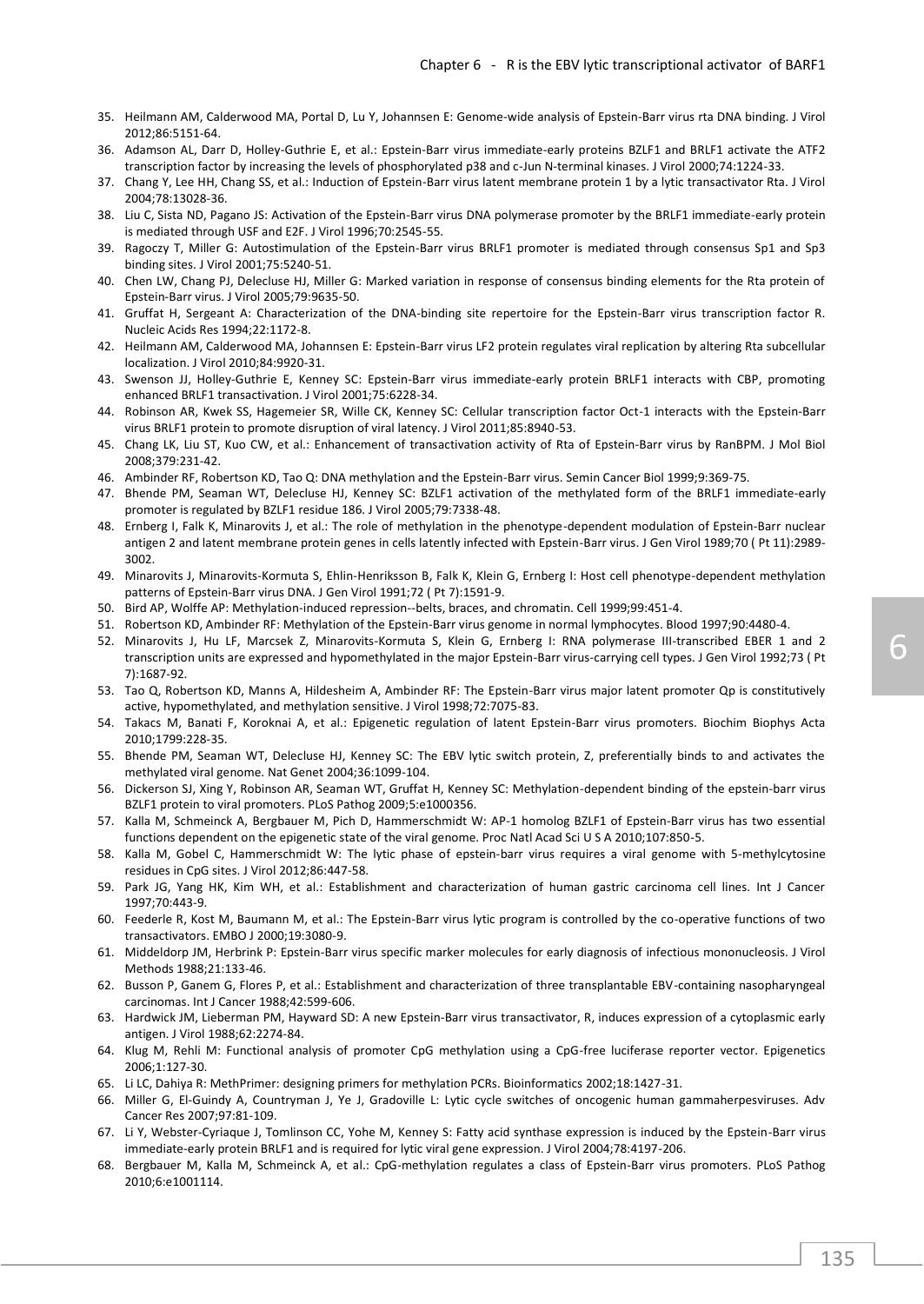35. Heilmann AM, Calderwood MA, Portal D, Lu Y, Johannsen E: Genome-wide analysis of Epstein-Barr virus rta DNA binding. J Virol 2012;86:5151-64.
36. Adamson AL, Darr D, Holley-Guthrie E, et al.: Epstein-Barr virus immediate-early proteins BZLF1 and BRLF1 activate the ATF2 transcription factor by increasing the levels of phosphorylated p38 and c-Jun N-terminal kinases. J Virol 2000;74:1224-33.
37. Chang Y, Lee HH, Chang SS, et al.: Induction of Epstein-Barr virus latent membrane protein 1 by a lytic transactivator Rta. J Virol 2004;78:13028-36.
38. Liu C, Sista ND, Pagano JS: Activation of the Epstein-Barr virus DNA polymerase promoter by the BRLF1 immediate-early protein is mediated through USF and E2F. J Virol 1996;70:2545-55.
39. Ragoczy T, Miller G: Autostimulation of the Epstein-Barr virus BRLF1 promoter is mediated through consensus Sp1 and Sp3 binding sites. J Virol 2001;75:5240-51.
40. Chen LW, Chang PJ, Delecluse HJ, Miller G: Marked variation in response of consensus binding elements for the Rta protein of Epstein-Barr virus. J Virol 2005;79:9635-50.
41. Gruffat H, Sergeant A: Characterization of the DNA-binding site repertoire for the Epstein-Barr virus transcription factor R. Nucleic Acids Res 1994;22:1172-8.
42. Heilmann AM, Calderwood MA, Johannsen E: Epstein-Barr virus LF2 protein regulates viral replication by altering Rta subcellular localization. J Virol 2010;84:9920-31.
43. Swenson JJ, Holley-Guthrie E, Kenney SC: Epstein-Barr virus immediate-early protein BRLF1 interacts with CBP, promoting enhanced BRLF1 transactivation. J Virol 2001;75:6228-34.
44. Robinson AR, Kwek SS, Hagemeier SR, Wille CK, Kenney SC: Cellular transcription factor Oct-1 interacts with the Epstein-Barr virus BRLF1 protein to promote disruption of viral latency. J Virol 2011;85:8940-53.
45. Chang LK, Liu ST, Kuo CW, et al.: Enhancement of transactivation activity of Rta of Epstein-Barr virus by RanBPM. J Mol Biol 2008;379:231-42.
46. Ambinder RF, Robertson KD, Tao Q: DNA methylation and the Epstein-Barr virus. Semin Cancer Biol 1999;9:369-75.
47. Bhende PM, Seaman WT, Delecluse HJ, Kenney SC: BZLF1 activation of the methylated form of the BRLF1 immediate-early promoter is regulated by BZLF1 residue 186. J Virol 2005;79:7338-48.
48. Ernberg I, Falk K, Minarovits J, et al.: The role of methylation in the phenotype-dependent modulation of Epstein-Barr nuclear antigen 2 and latent membrane protein genes in cells latently infected with Epstein-Barr virus. J Gen Virol 1989;70 ( Pt 11):2989-3002.
49. Minarovits J, Minarovits-Kormuta S, Ehlin-Henriksson B, Falk K, Klein G, Ernberg I: Host cell phenotype-dependent methylation patterns of Epstein-Barr virus DNA. J Gen Virol 1991;72 ( Pt 7):1591-9.
50. Bird AP, Wolffe AP: Methylation-induced repression--belts, braces, and chromatin. Cell 1999;99:451-4.
51. Robertson KD, Ambinder RF: Methylation of the Epstein-Barr virus genome in normal lymphocytes. Blood 1997;90:4480-4.
52. Minarovits J, Hu LF, Marcsek Z, Minarovits-Kormuta S, Klein G, Ernberg I: RNA polymerase III-transcribed EBER 1 and 2 transcription units are expressed and hypomethylated in the major Epstein-Barr virus-carrying cell types. J Gen Virol 1992;73 ( Pt 7):1687-92.
53. Tao Q, Robertson KD, Manns A, Hildesheim A, Ambinder RF: The Epstein-Barr virus major latent promoter Qp is constitutively active, hypomethylated, and methylation sensitive. J Virol 1998;72:7075-83.
54. Takacs M, Banati F, Koroknai A, et al.: Epigenetic regulation of latent Epstein-Barr virus promoters. Biochim Biophys Acta 2010;1799:228-35.
55. Bhende PM, Seaman WT, Delecluse HJ, Kenney SC: The EBV lytic switch protein, Z, preferentially binds to and activates the methylated viral genome. Nat Genet 2004;36:1099-104.
56. Dickerson SJ, Xing Y, Robinson AR, Seaman WT, Gruffat H, Kenney SC: Methylation-dependent binding of the epstein-barr virus BZLF1 protein to viral promoters. PLoS Pathog 2009;5:e1000356.
57. Kalla M, Schmeinck A, Bergbauer M, Pich D, Hammerschmidt W: AP-1 homolog BZLF1 of Epstein-Barr virus has two essential functions dependent on the epigenetic state of the viral genome. Proc Natl Acad Sci U S A 2010;107:850-5.
58. Kalla M, Gobel C, Hammerschmidt W: The lytic phase of epstein-barr virus requires a viral genome with 5-methylcytosine residues in CpG sites. J Virol 2012;86:447-58.
59. Park JG, Yang HK, Kim WH, et al.: Establishment and characterization of human gastric carcinoma cell lines. Int J Cancer 1997;70:443-9.
60. Feederle R, Kost M, Baumann M, et al.: The Epstein-Barr virus lytic program is controlled by the co-operative functions of two transactivators. EMBO J 2000;19:3080-9.
61. Middeldorp JM, Herbrink P: Epstein-Barr virus specific marker molecules for early diagnosis of infectious mononucleosis. J Virol Methods 1988;21:133-46.
62. Busson P, Ganem G, Flores P, et al.: Establishment and characterization of three transplantable EBV-containing nasopharyngeal carcinomas. Int J Cancer 1988;42:599-606.
63. Hardwick JM, Lieberman PM, Hayward SD: A new Epstein-Barr virus transactivator, R, induces expression of a cytoplasmic early antigen. J Virol 1988;62:2274-84.
64. Klug M, Rehli M: Functional analysis of promoter CpG methylation using a CpG-free luciferase reporter vector. Epigenetics 2006;1:127-30.
65. Li LC, Dahiya R: MethPrimer: designing primers for methylation PCRs. Bioinformatics 2002;18:1427-31.
66. Miller G, El-Guindy A, Countryman J, Ye J, Gradoville L: Lytic cycle switches of oncogenic human gammaherpesviruses. Adv Cancer Res 2007;97:81-109.
67. Li Y, Webster-Cyriaque J, Tomlinson CC, Yohe M, Kenney S: Fatty acid synthase expression is induced by the Epstein-Barr virus immediate-early protein BRLF1 and is required for lytic viral gene expression. J Virol 2004;78:4197-206.
68. Bergbauer M, Kalla M, Schmeinck A, et al.: CpG-methylation regulates a class of Epstein-Barr virus promoters. PLoS Pathog 2010;6:e1001114.